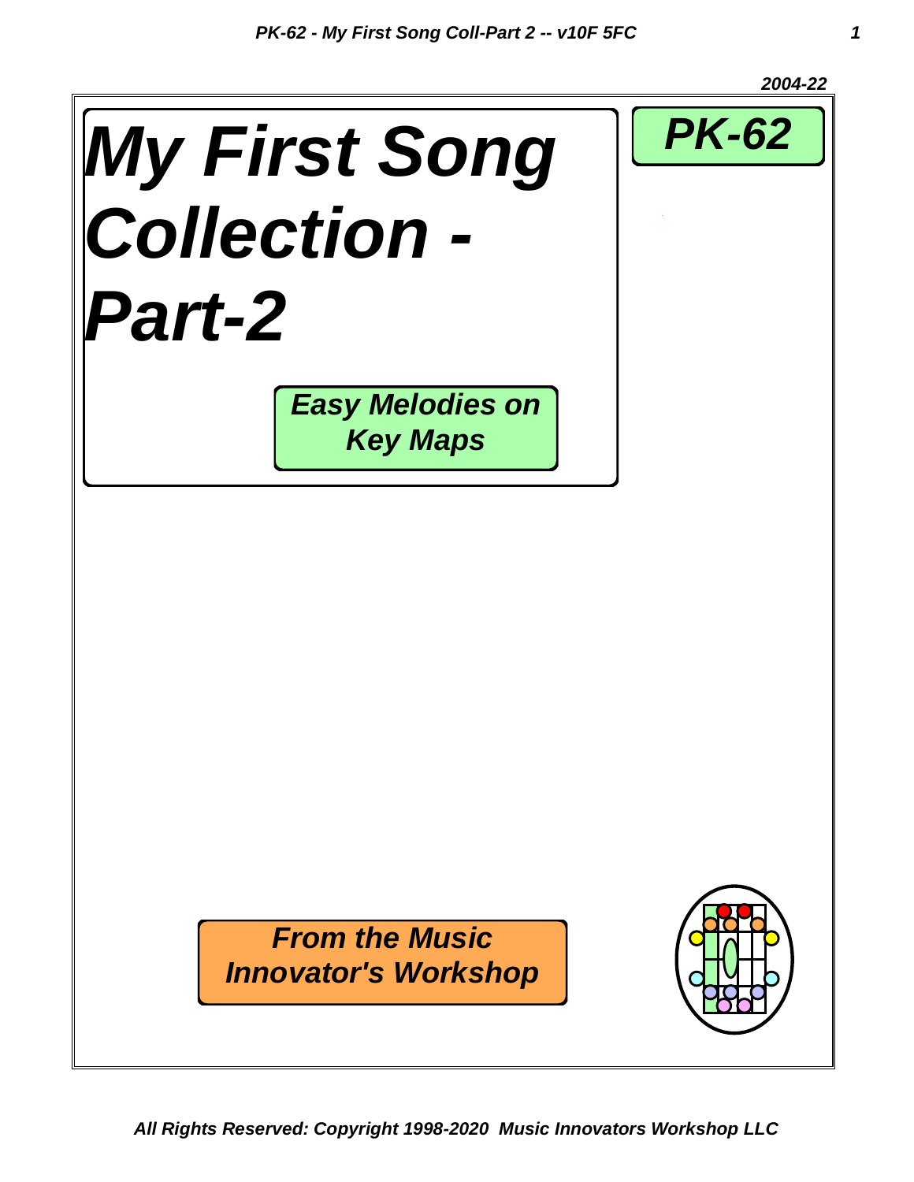2004-22

# *My First Song Collection - Part-2*

***PK-62***

***Easy Melodies on Key Maps***

***From the Music Innovator's Workshop***

*All Rights Reserved: Copyright 1998-2020 Music Innovators Workshop LLC*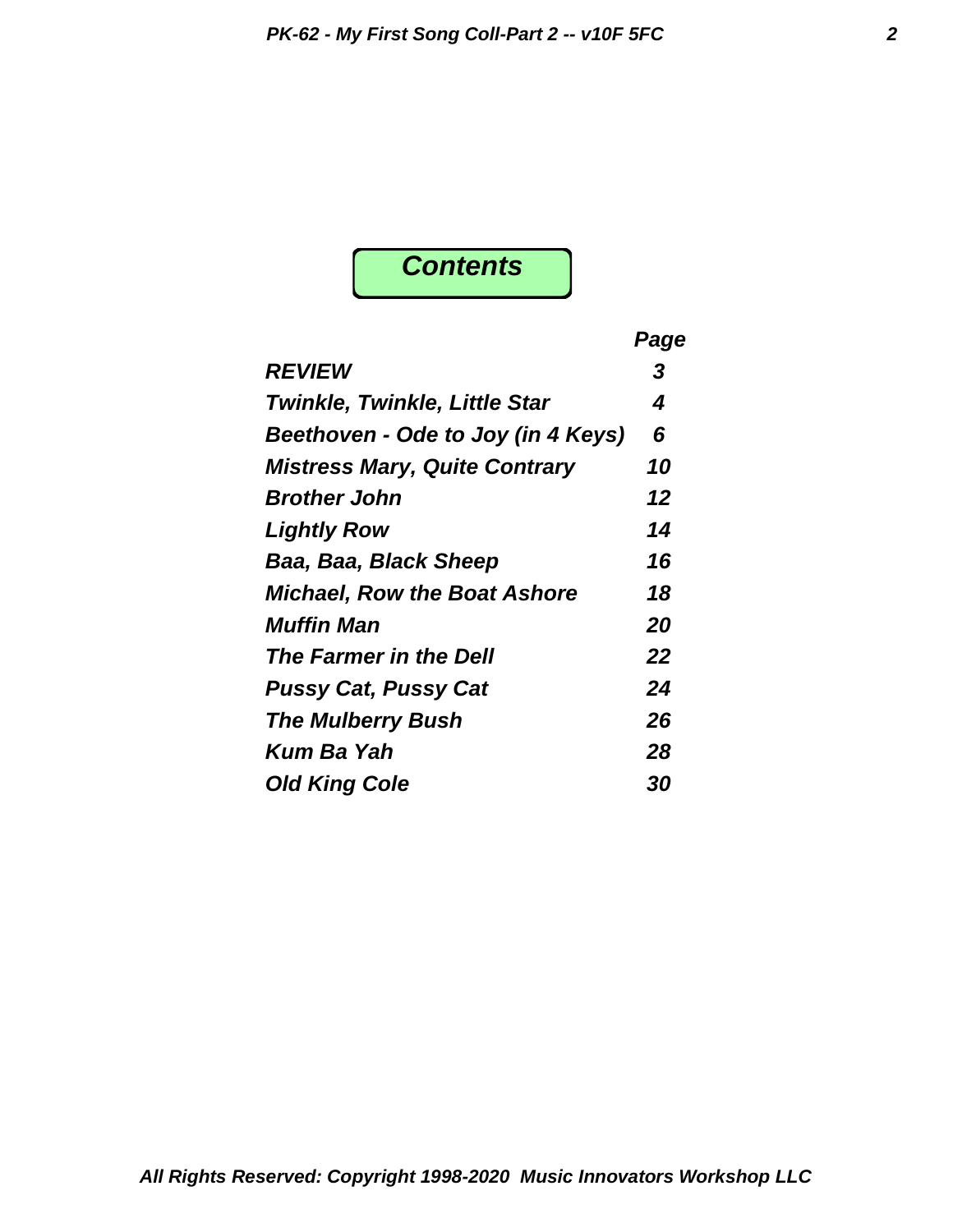# *Contents*

| | ***Page*** |
|---|---|
| ***REVIEW*** | ***3*** |
| ***Twinkle, Twinkle, Little Star*** | ***4*** |
| ***Beethoven - Ode to Joy (in 4 Keys)*** | ***6*** |
| ***Mistress Mary, Quite Contrary*** | ***10*** |
| ***Brother John*** | ***12*** |
| ***Lightly Row*** | ***14*** |
| ***Baa, Baa, Black Sheep*** | ***16*** |
| ***Michael, Row the Boat Ashore*** | ***18*** |
| ***Muffin Man*** | ***20*** |
| ***The Farmer in the Dell*** | ***22*** |
| ***Pussy Cat, Pussy Cat*** | ***24*** |
| ***The Mulberry Bush*** | ***26*** |
| ***Kum Ba Yah*** | ***28*** |
| ***Old King Cole*** | ***30*** |

***All Rights Reserved: Copyright 1998-2020 Music Innovators Workshop LLC***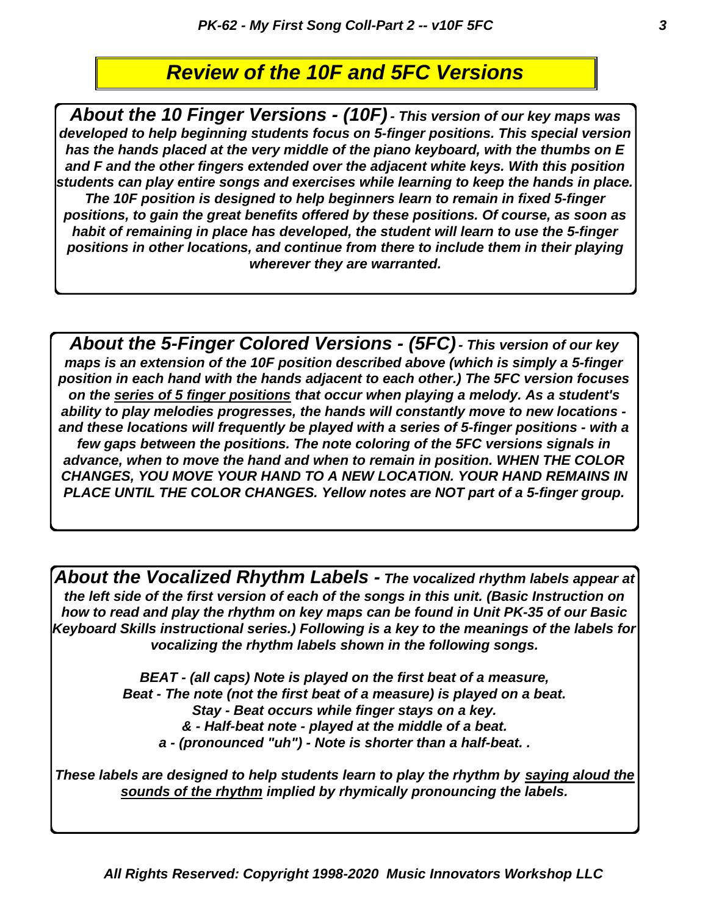# *Review of the 10F and 5FC Versions*

***About the 10 Finger Versions - (10F)*** *- This version of our key maps was developed to help beginning students focus on 5-finger positions. This special version has the hands placed at the very middle of the piano keyboard, with the thumbs on E and F and the other fingers extended over the adjacent white keys. With this position students can play entire songs and exercises while learning to keep the hands in place. The 10F position is designed to help beginners learn to remain in fixed 5-finger positions, to gain the great benefits offered by these positions. Of course, as soon as habit of remaining in place has developed, the student will learn to use the 5-finger positions in other locations, and continue from there to include them in their playing wherever they are warranted.*

***About the 5-Finger Colored Versions - (5FC)*** *- This version of our key maps is an extension of the 10F position described above (which is simply a 5-finger position in each hand with the hands adjacent to each other.) The 5FC version focuses on the <u>series of 5 finger positions</u> that occur when playing a melody. As a student's ability to play melodies progresses, the hands will constantly move to new locations - and these locations will frequently be played with a series of 5-finger positions - with a few gaps between the positions. The note coloring of the 5FC versions signals in advance, when to move the hand and when to remain in position. WHEN THE COLOR CHANGES, YOU MOVE YOUR HAND TO A NEW LOCATION. YOUR HAND REMAINS IN PLACE UNTIL THE COLOR CHANGES. Yellow notes are NOT part of a 5-finger group.*

***About the Vocalized Rhythm Labels -*** *The vocalized rhythm labels appear at the left side of the first version of each of the songs in this unit. (Basic Instruction on how to read and play the rhythm on key maps can be found in Unit PK-35 of our Basic Keyboard Skills instructional series.) Following is a key to the meanings of the labels for vocalizing the rhythm labels shown in the following songs.*

*BEAT - (all caps) Note is played on the first beat of a measure,*
*Beat - The note (not the first beat of a measure) is played on a beat.*
*Stay - Beat occurs while finger stays on a key.*
*& - Half-beat note - played at the middle of a beat.*
*a - (pronounced "uh") - Note is shorter than a half-beat. .*

*These labels are designed to help students learn to play the rhythm by <u>saying aloud the sounds of the rhythm</u> implied by rhymically pronouncing the labels.*

*All Rights Reserved: Copyright 1998-2020 Music Innovators Workshop LLC*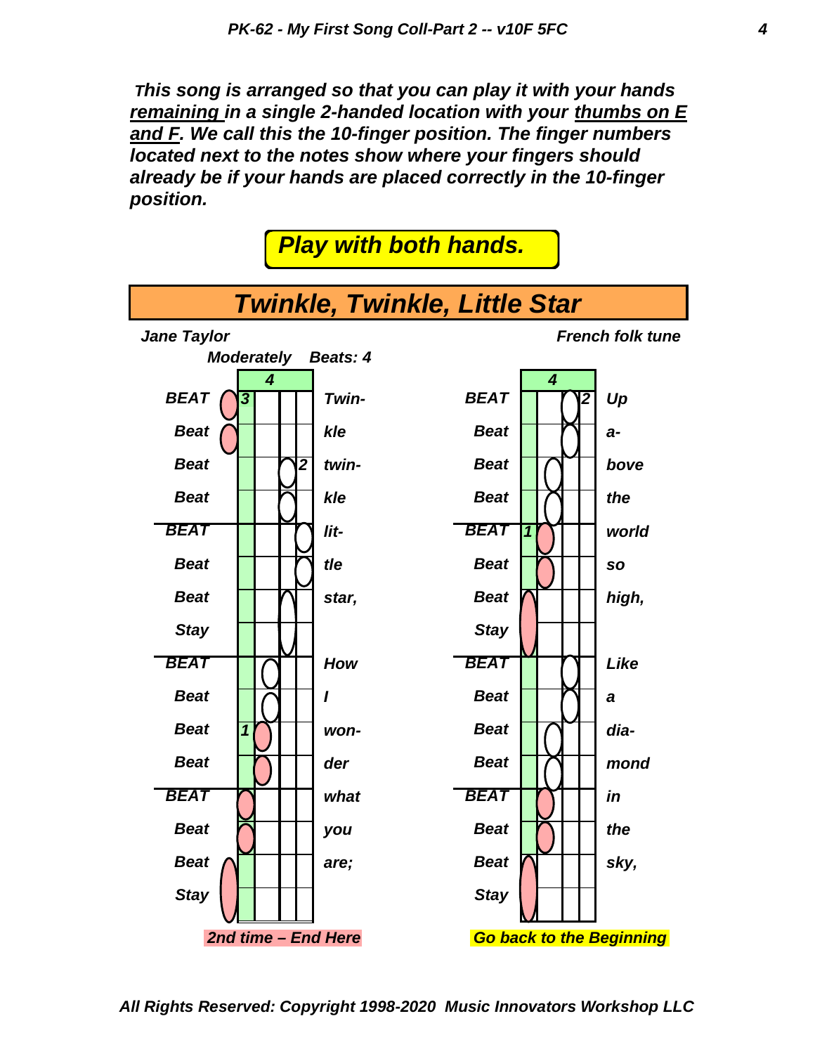***This song is arranged so that you can play it with your hands remaining in a single 2-handed location with your thumbs on E and F. We call this the 10-finger position. The finger numbers located next to the notes show where your fingers should already be if your hands are placed correctly in the 10-finger position.***

***Play with both hands.***

# *Twinkle, Twinkle, Little Star*

*Jane Taylor* — *French folk tune*

*Moderately* — *Beats: 4*

| Beat | Lyric | Beat | Lyric |
|---|---|---|---|
| BEAT | Twin- | BEAT | Up |
| Beat | kle | Beat | a- |
| Beat | twin- | Beat | bove |
| Beat | kle | Beat | the |
| BEAT | lit- | BEAT | world |
| Beat | tle | Beat | so |
| Beat | star, | Beat | high, |
| Stay | | Stay | |
| BEAT | How | BEAT | Like |
| Beat | I | Beat | a |
| Beat | won- | Beat | dia- |
| Beat | der | Beat | mond |
| BEAT | what | BEAT | in |
| Beat | you | Beat | the |
| Beat | are; | Beat | sky, |
| Stay | | Stay | |

*2nd time – End Here* — *Go back to the Beginning*

*All Rights Reserved: Copyright 1998-2020 Music Innovators Workshop LLC*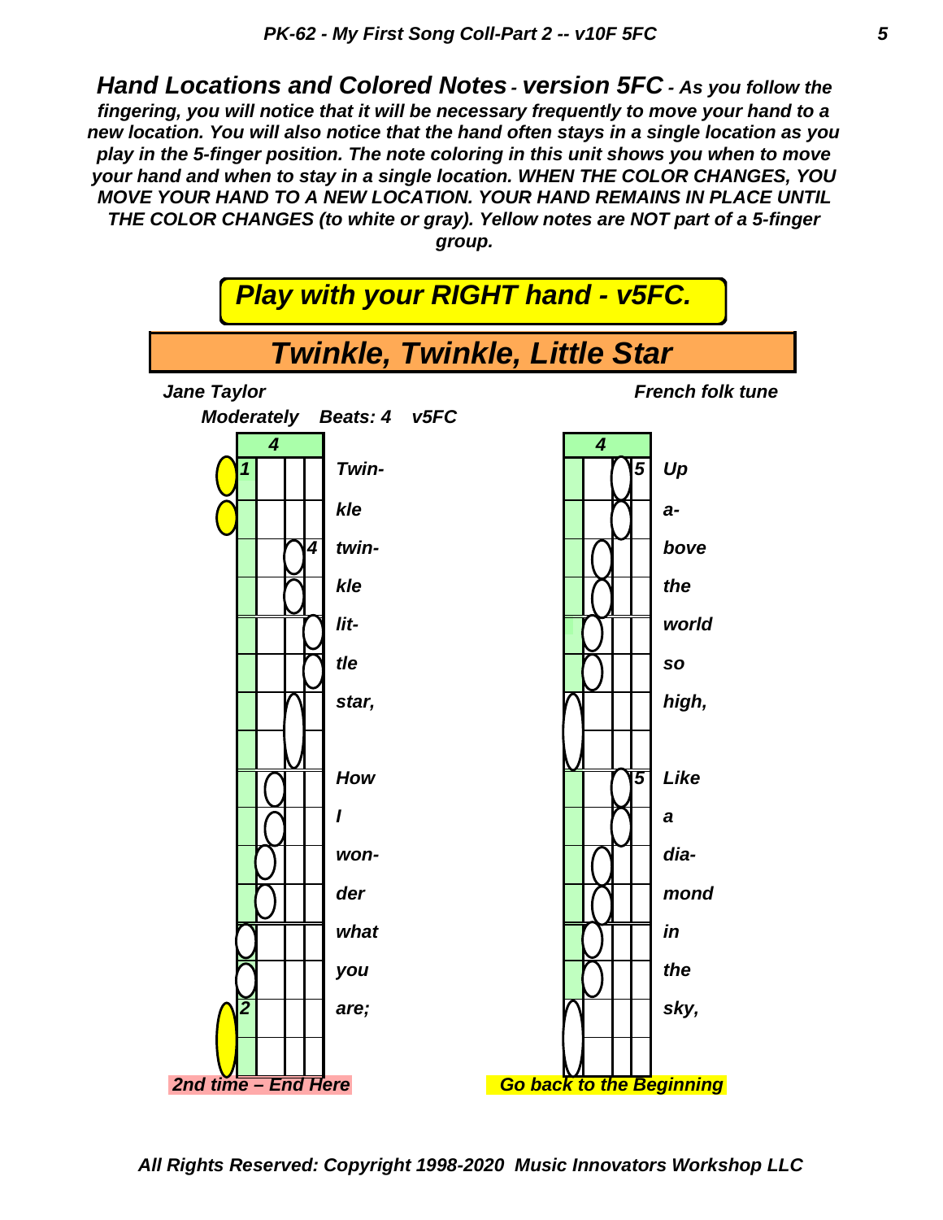***Hand Locations and Colored Notes - version 5FC** - As you follow the fingering, you will notice that it will be necessary frequently to move your hand to a new location. You will also notice that the hand often stays in a single location as you play in the 5-finger position. The note coloring in this unit shows you when to move your hand and when to stay in a single location. WHEN THE COLOR CHANGES, YOU MOVE YOUR HAND TO A NEW LOCATION. YOUR HAND REMAINS IN PLACE UNTIL THE COLOR CHANGES (to white or gray). Yellow notes are NOT part of a 5-finger group.*

## *Play with your RIGHT hand - v5FC.*

# *Twinkle, Twinkle, Little Star*

*Jane Taylor* — *French folk tune*

*Moderately Beats: 4 v5FC*

4

1 Twin-
kle
4 twin-
kle
lit-
tle
star,

How
I
won-
der
what
you
2 are;

*2nd time – End Here*

4

5 Up
a-
bove
the
world
so
high,

5 Like
a
dia-
mond
in
the
sky,

*Go back to the Beginning*

*All Rights Reserved: Copyright 1998-2020 Music Innovators Workshop LLC*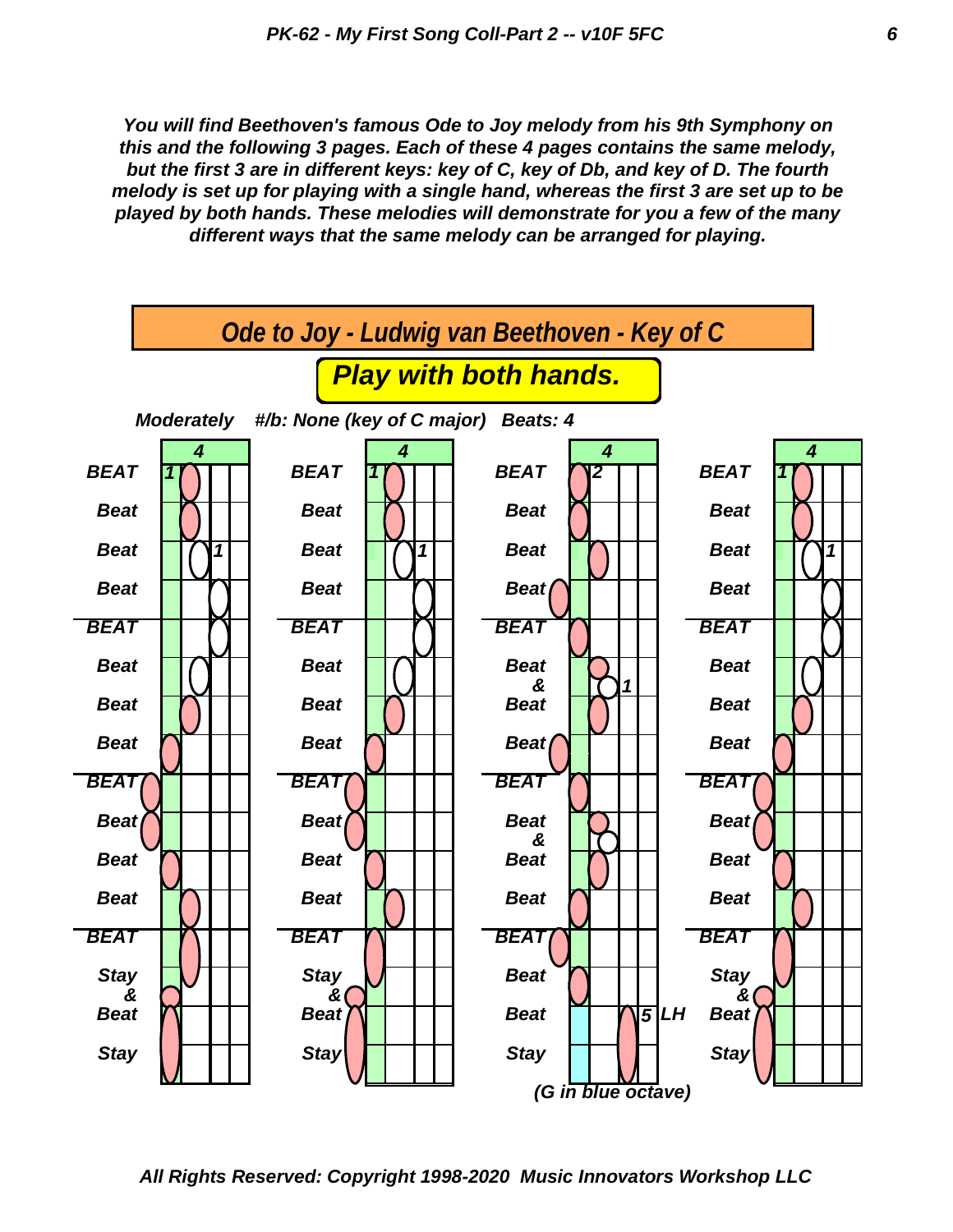*You will find Beethoven's famous Ode to Joy melody from his 9th Symphony on this and the following 3 pages. Each of these 4 pages contains the same melody, but the first 3 are in different keys: key of C, key of Db, and key of D. The fourth melody is set up for playing with a single hand, whereas the first 3 are set up to be played by both hands. These melodies will demonstrate for you a few of the many different ways that the same melody can be arranged for playing.*

# Ode to Joy - Ludwig van Beethoven - Key of C

## Play with both hands.

**Moderately   #/b: None (key of C major)   Beats: 4**

| Column 1 | Column 2 | Column 3 | Column 4 |
| --- | --- | --- | --- |
| BEAT | BEAT | BEAT | BEAT |
| Beat | Beat | Beat | Beat |
| Beat | Beat | Beat | Beat |
| Beat | Beat | Beat | Beat |
| BEAT | BEAT | BEAT | BEAT |
| Beat | Beat | Beat & Beat | Beat |
| Beat | Beat | | Beat |
| Beat | Beat | Beat | Beat |
| BEAT | BEAT | BEAT | BEAT |
| Beat | Beat | Beat & Beat | Beat |
| Beat | Beat | | Beat |
| Beat | Beat | Beat | Beat |
| BEAT | BEAT | BEAT | BEAT |
| Stay & Beat | Stay & Beat | Beat | Stay & Beat |
| | | Beat (5 LH) | |
| Stay | Stay | Stay | Stay |

(G in blue octave)

*All Rights Reserved: Copyright 1998-2020  Music Innovators Workshop LLC*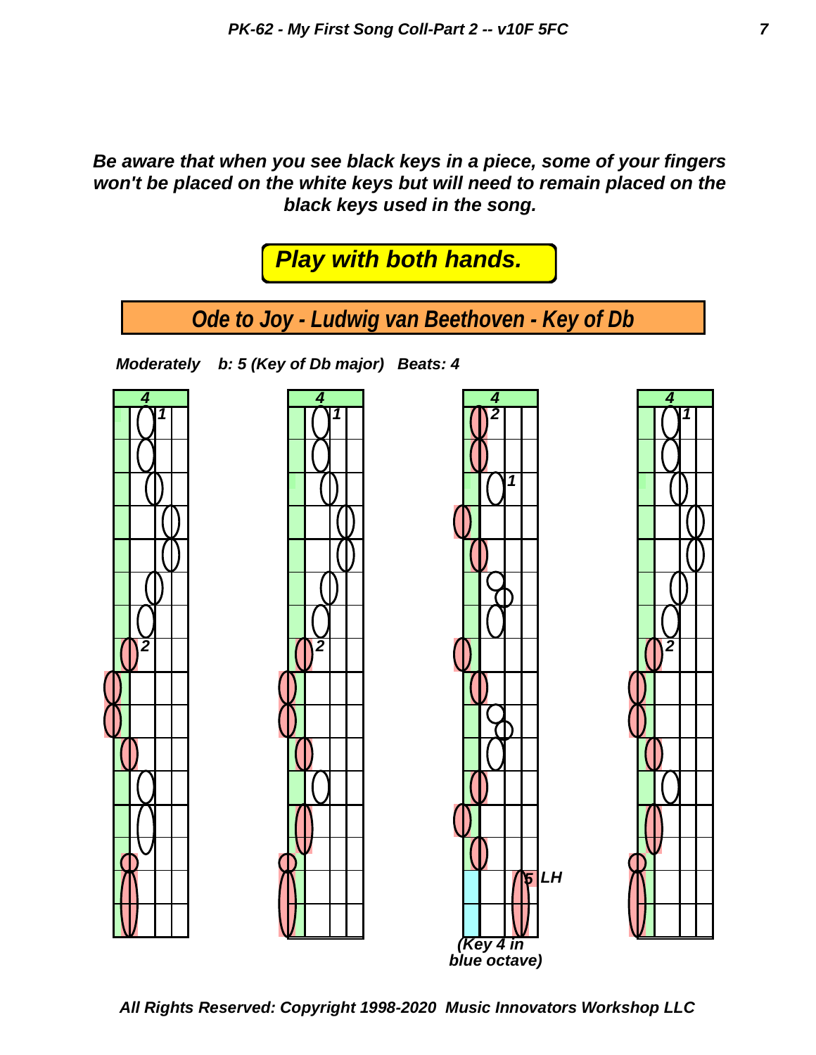***Be aware that when you see black keys in a piece, some of your fingers won't be placed on the white keys but will need to remain placed on the black keys used in the song.***

***Play with both hands.***

## *Ode to Joy - Ludwig van Beethoven - Key of Db*

***Moderately    b: 5 (Key of Db major)   Beats: 4***

4 1 2

4 1 2

4 2 1 5 LH

(Key 4 in blue octave)

4 1 2

***All Rights Reserved: Copyright 1998-2020  Music Innovators Workshop LLC***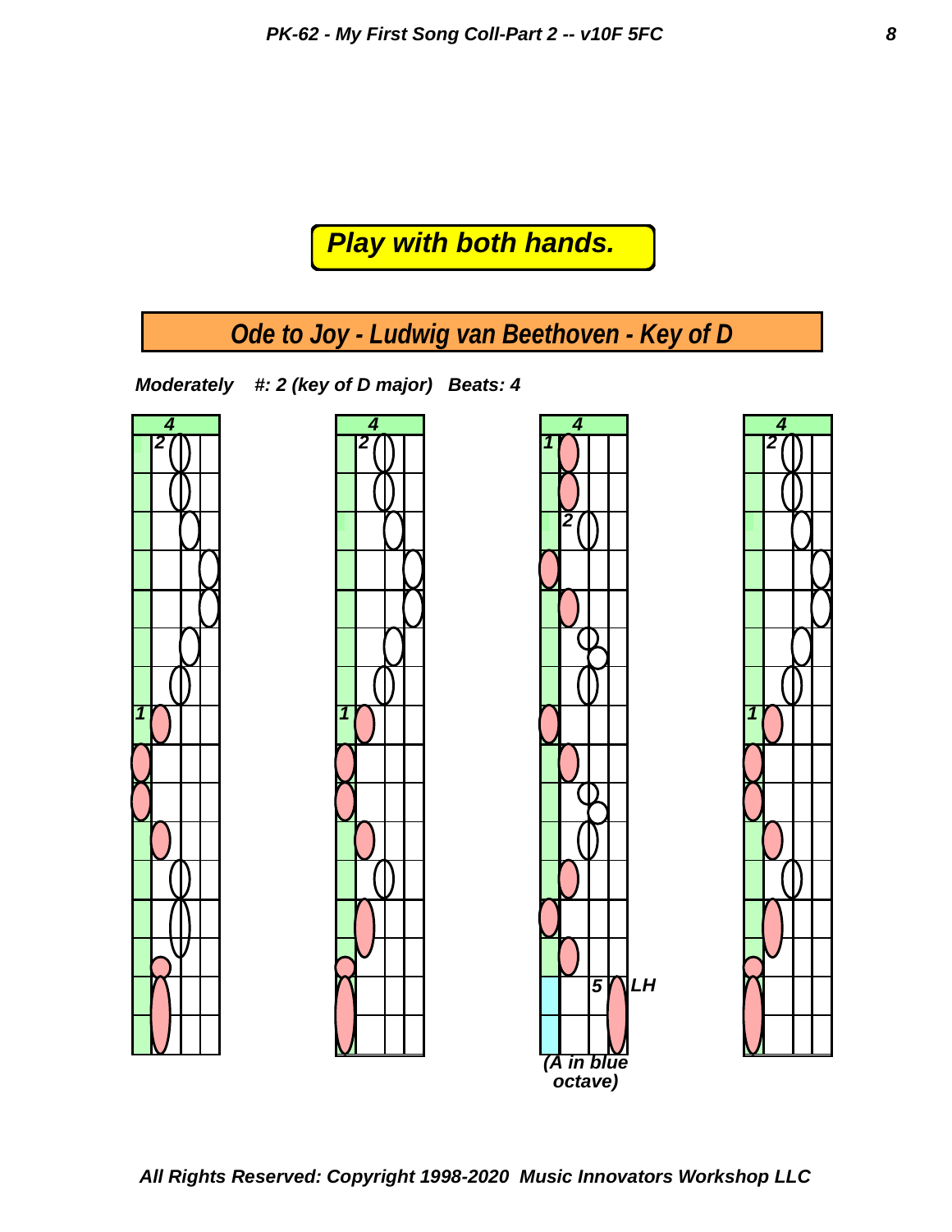**Play with both hands.**

## *Ode to Joy - Ludwig van Beethoven - Key of D*

***Moderately* &nbsp;&nbsp; *#: 2 (key of D major)* &nbsp;&nbsp; *Beats: 4***

4 &nbsp;&nbsp; 4 &nbsp;&nbsp; 4 &nbsp;&nbsp; 4

2 &nbsp; 1 &nbsp;&nbsp; 2 &nbsp; 1 &nbsp;&nbsp; 1 &nbsp; 2 &nbsp; 5 &nbsp; LH &nbsp;&nbsp; 2 &nbsp; 1

*(A in blue octave)*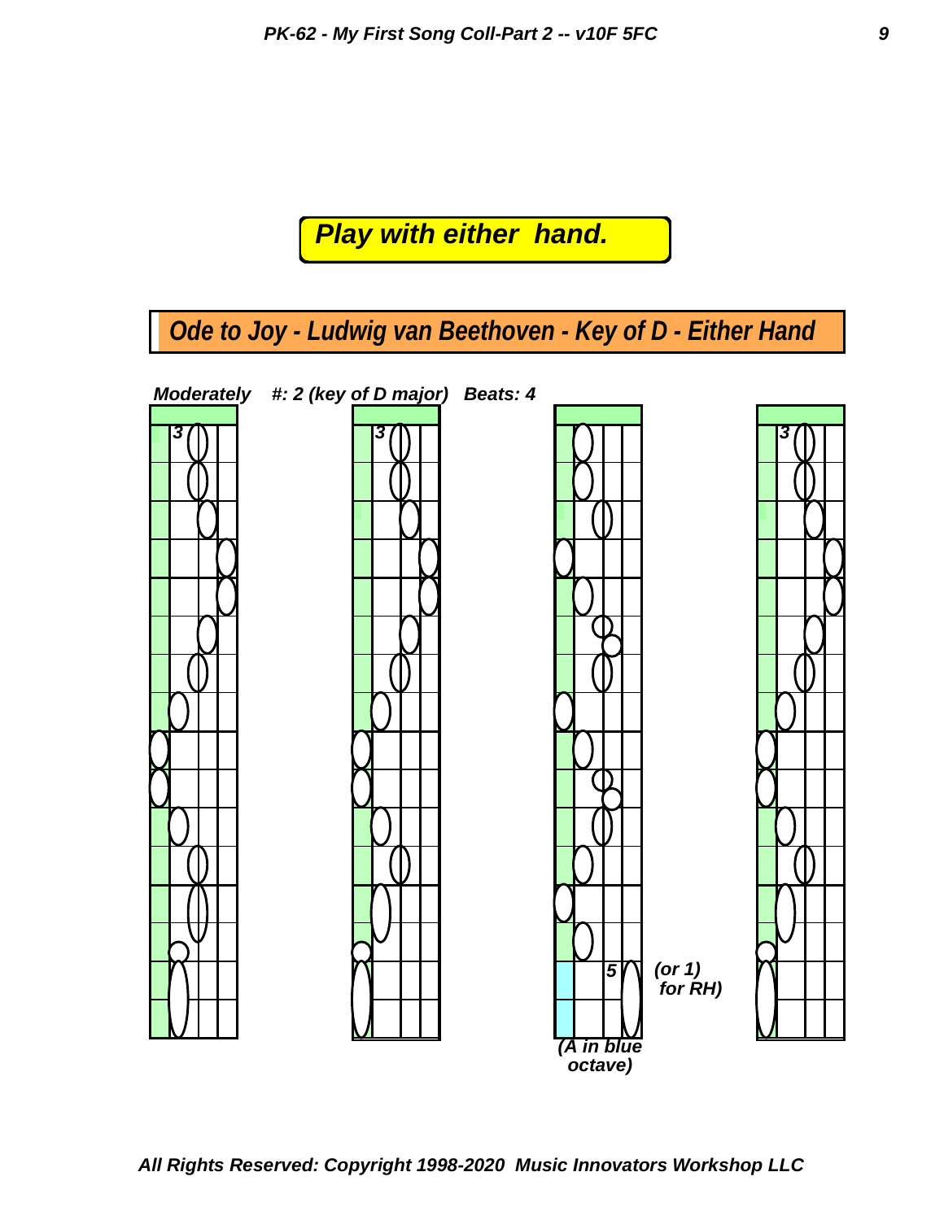**Play with either hand.**

## *Ode to Joy - Ludwig van Beethoven - Key of D - Either Hand*

***Moderately*** ***#: 2 (key of D major)*** ***Beats: 4***

3

3

5 *(or 1) for RH)*

*(A in blue octave)*

3

***All Rights Reserved: Copyright 1998-2020 Music Innovators Workshop LLC***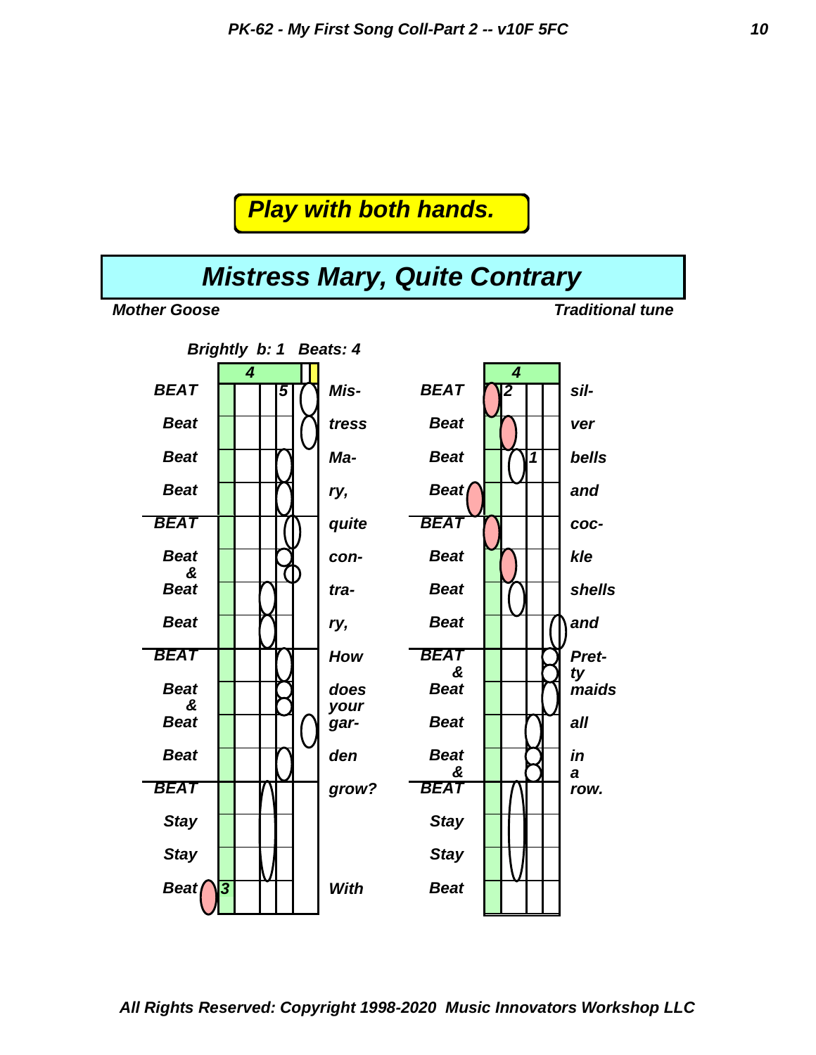**Play with both hands.**

# Mistress Mary, Quite Contrary

*Mother Goose* — *Traditional tune*

*Brightly b: 1 Beats: 4*

| Beat | Lyric | Beat | Lyric |
|---|---|---|---|
| BEAT | Mis- | BEAT | sil- |
| Beat | tress | Beat | ver |
| Beat | Ma- | Beat | bells |
| Beat | ry, | Beat | and |
| BEAT | quite | BEAT | coc- |
| Beat & | con- | Beat | kle |
| Beat | tra- | Beat | shells |
| Beat | ry, | Beat | and |
| BEAT | How | BEAT & | Pret- ty |
| Beat & | does your | Beat | maids |
| Beat | gar- | Beat | all |
| Beat | den | Beat & | in a |
| BEAT | grow? | BEAT | row. |
| Stay | | Stay | |
| Stay | | Stay | |
| Beat | With | Beat | |

All Rights Reserved: Copyright 1998-2020 Music Innovators Workshop LLC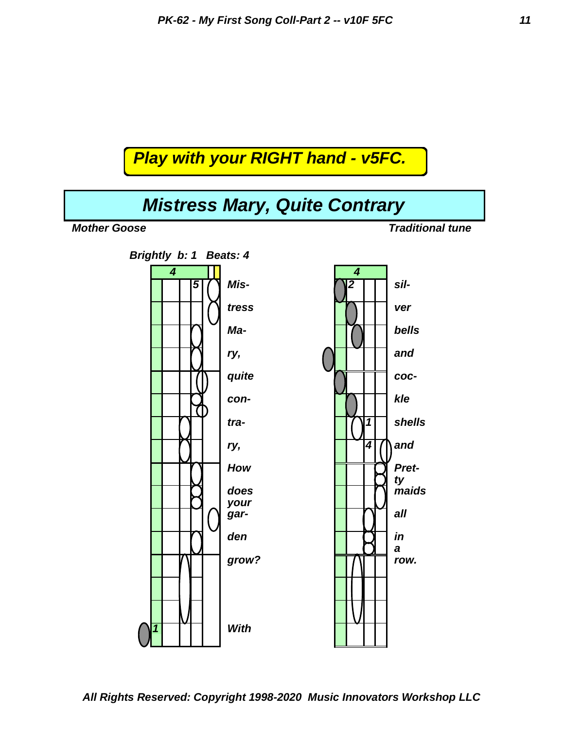***Play with your RIGHT hand - v5FC.***

# *Mistress Mary, Quite Contrary*

***Mother Goose*** ***Traditional tune***

***Brightly b: 1 Beats: 4***

4

5 Mis- tress Ma- ry, quite con- tra- ry, How does your gar- den grow?

1 With

4

2 sil- ver bells and coc- kle 1 shells 4 and Pret- ty maids all in a row.

***All Rights Reserved: Copyright 1998-2020 Music Innovators Workshop LLC***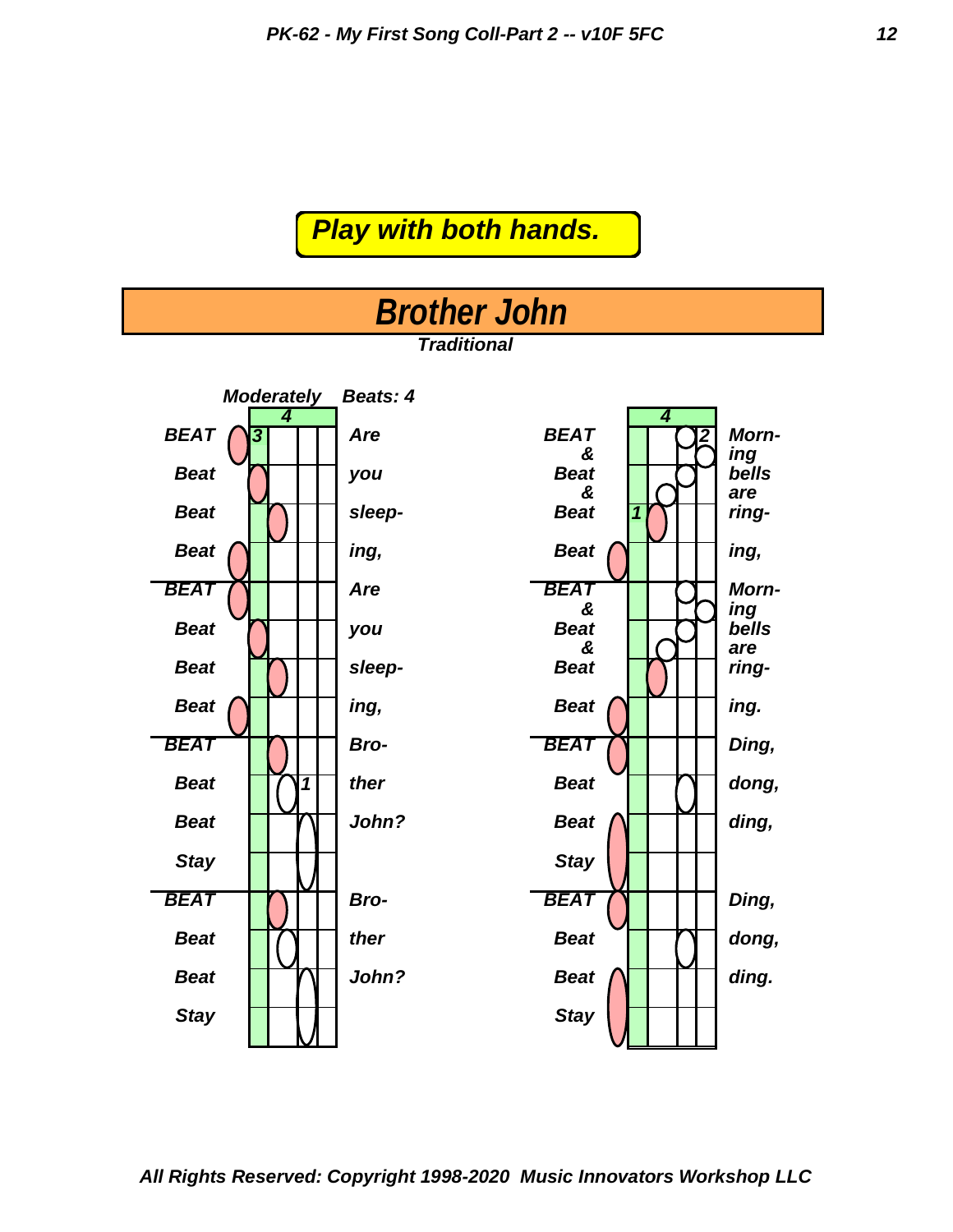**Play with both hands.**

# Brother John

***Traditional***

*Moderately* *Beats: 4*

| Beat | Lyrics |
|---|---|
| BEAT | Are |
| Beat | you |
| Beat | sleep- |
| Beat | ing, |
| BEAT | Are |
| Beat | you |
| Beat | sleep- |
| Beat | ing, |
| BEAT | Bro- |
| Beat | ther |
| Beat | John? |
| Stay | |
| BEAT | Bro- |
| Beat | ther |
| Beat | John? |
| Stay | |
| BEAT | Morn- |
| & | ing |
| Beat | bells |
| & | are |
| Beat | ring- |
| Beat | ing, |
| BEAT | Morn- |
| & | ing |
| Beat | bells |
| & | are |
| Beat | ring- |
| Beat | ing. |
| BEAT | Ding, |
| Beat | dong, |
| Beat | ding, |
| Stay | |
| BEAT | Ding, |
| Beat | dong, |
| Beat | ding. |
| Stay | |

*All Rights Reserved: Copyright 1998-2020 Music Innovators Workshop LLC*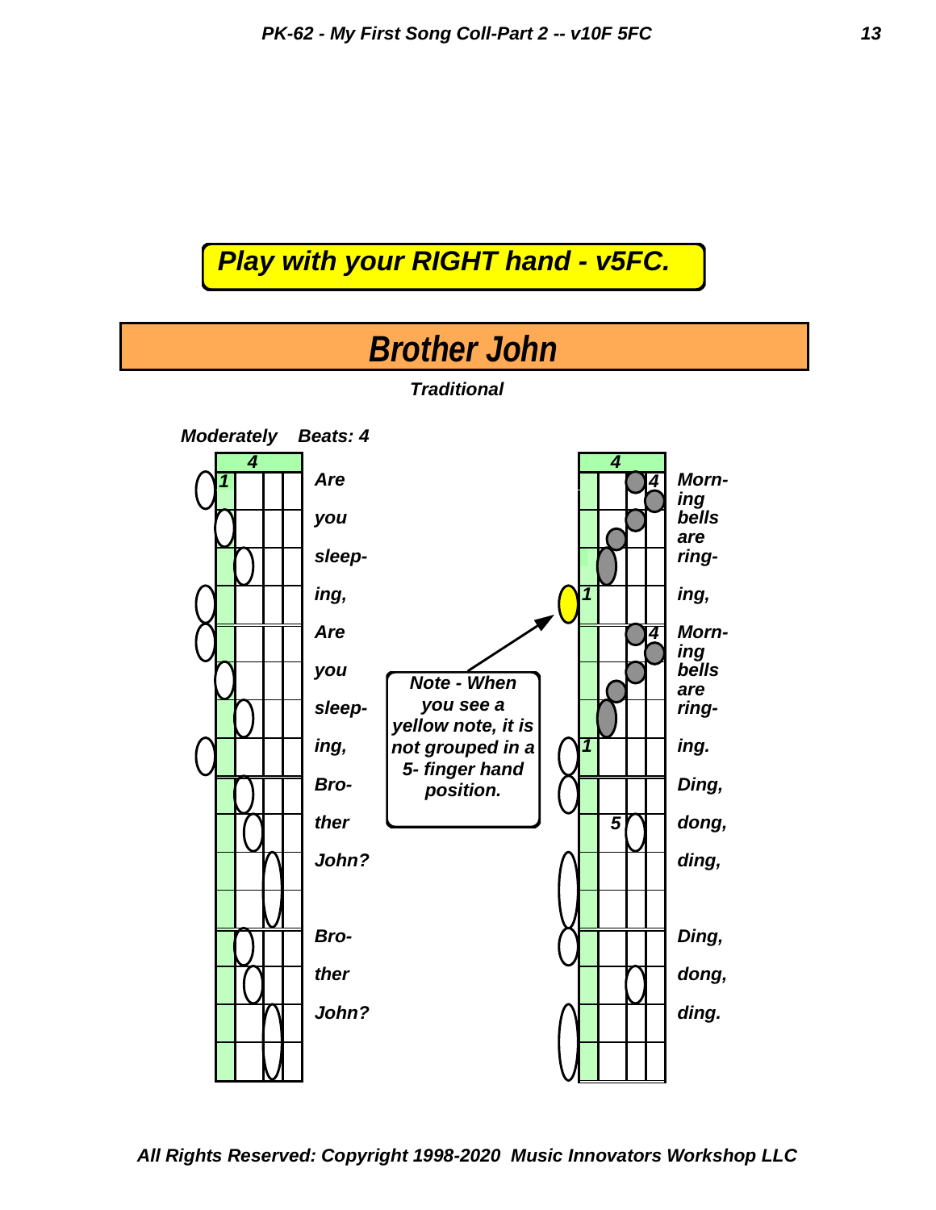**Play with your RIGHT hand - v5FC.**

# Brother John

**Traditional**

*Moderately* *Beats: 4*

Are you sleep- ing, Are you sleep- ing, Bro- ther John? Bro- ther John?

Morn- ing bells are ring- ing, Morn- ing bells are ring- ing. Ding, dong, ding, Ding, dong, ding.

**Note - When you see a yellow note, it is not grouped in a 5- finger hand position.**

*All Rights Reserved: Copyright 1998-2020 Music Innovators Workshop LLC*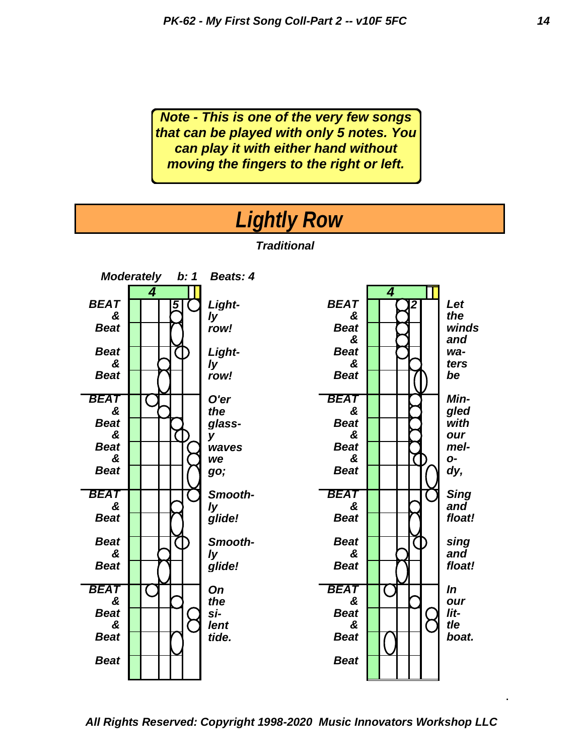***Note - This is one of the very few songs that can be played with only 5 notes. You can play it with either hand without moving the fingers to the right or left.***

# *Lightly Row*

***Traditional***

***Moderately*** ***b: 1*** ***Beats: 4***

| Beat | Lyrics |
|---|---|
| BEAT | Light- |
| & | ly |
| Beat | row! |
| Beat | Light- |
| & | ly |
| Beat | row! |
| BEAT | O'er |
| & | the |
| Beat | glass- |
| & | y |
| Beat | waves |
| & | we |
| Beat | go; |
| BEAT | Smooth- |
| & | ly |
| Beat | glide! |
| Beat | Smooth- |
| & | ly |
| Beat | glide! |
| BEAT | On |
| & | the |
| Beat | si- |
| & | lent |
| Beat | tide. |
| Beat | |

| Beat | Lyrics |
|---|---|
| BEAT | Let |
| & | the |
| Beat | winds |
| & | and |
| Beat | wa- |
| & | ters |
| Beat | be |
| BEAT | Min- |
| & | gled |
| Beat | with |
| & | our |
| Beat | mel- |
| & | o- |
| Beat | dy, |
| BEAT | Sing |
| & | and |
| Beat | float! |
| Beat | sing |
| & | and |
| Beat | float! |
| BEAT | In |
| & | our |
| Beat | lit- |
| & | tle |
| Beat | boat. |
| Beat | |

***All Rights Reserved: Copyright 1998-2020 Music Innovators Workshop LLC***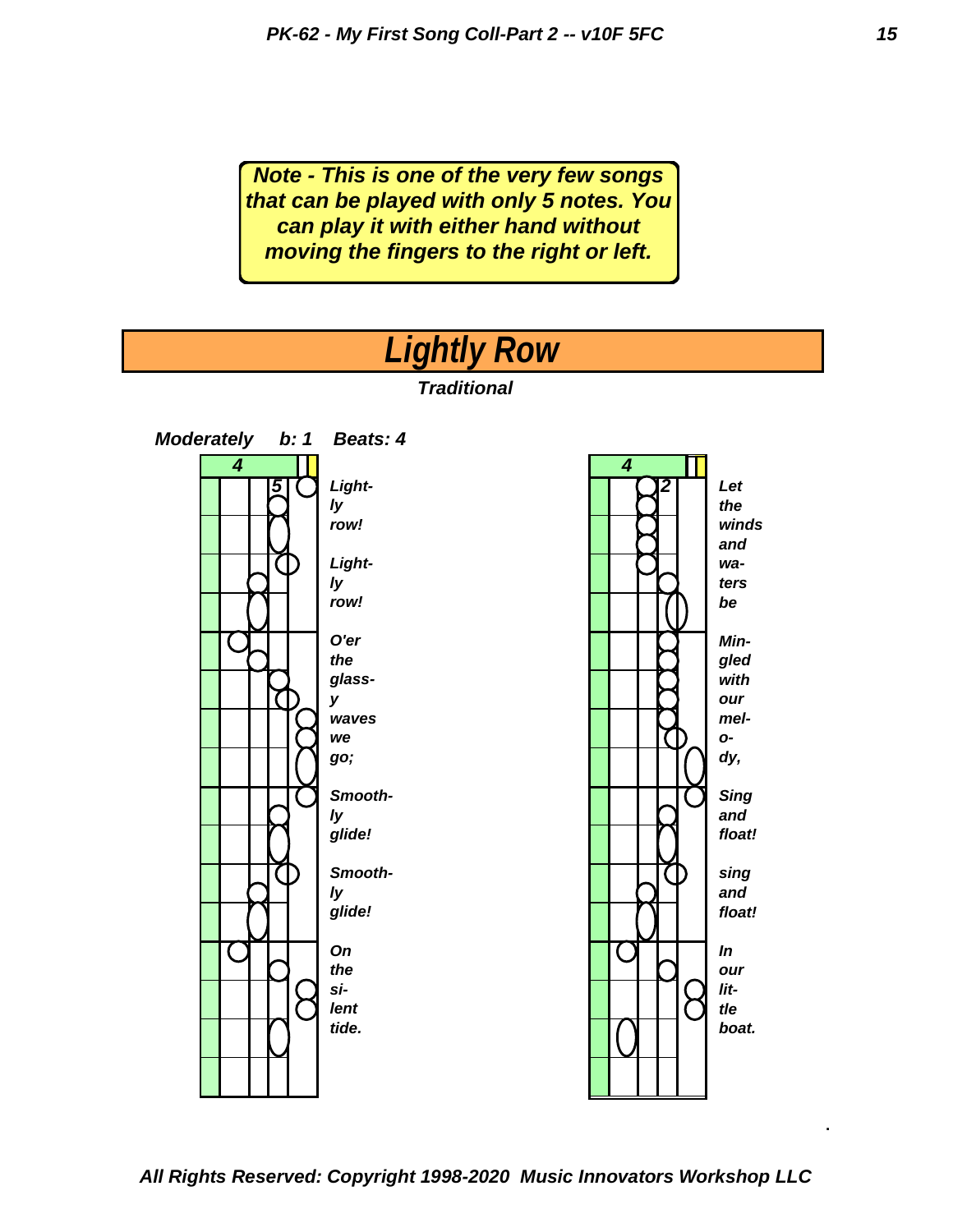**Note - This is one of the very few songs that can be played with only 5 notes. You can play it with either hand without moving the fingers to the right or left.**

# Lightly Row

***Traditional***

***Moderately   b: 1   Beats: 4***

*Light- ly row! Light- ly row! O'er the glass- y waves we go; Smooth- ly glide! Smooth- ly glide! On the si- lent tide.*

*Let the winds and wa- ters be Min- gled with our mel- o- dy, Sing and float! sing and float! In our lit- tle boat.*

*All Rights Reserved: Copyright 1998-2020 Music Innovators Workshop LLC*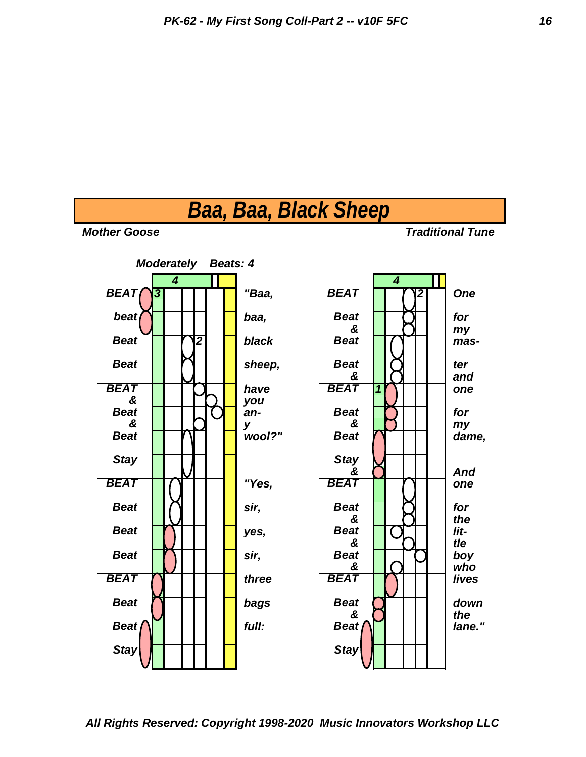# Baa, Baa, Black Sheep

*Mother Goose* — *Traditional Tune*

*Moderately* *Beats: 4*

| Beat | Lyrics |
|---|---|
| BEAT | "Baa, |
| beat | baa, |
| Beat | black |
| Beat | sheep, |
| BEAT | have |
| & | you |
| Beat | an- |
| & | y |
| Beat | wool?" |
| Stay | |
| BEAT | "Yes, |
| Beat | sir, |
| Beat | yes, |
| Beat | sir, |
| BEAT | three |
| Beat | bags |
| Beat | full: |
| Stay | |

| Beat | Lyrics |
|---|---|
| BEAT | One |
| Beat | for |
| & | my |
| Beat | mas- |
| Beat | ter |
| & | and |
| BEAT | one |
| Beat | for |
| & | my |
| Beat | dame, |
| Stay | |
| & | And |
| BEAT | one |
| Beat | for |
| & | the |
| Beat | lit- |
| & | tle |
| Beat | boy |
| & | who |
| BEAT | lives |
| Beat | down |
| & | the |
| Beat | lane." |
| Stay | |

*All Rights Reserved: Copyright 1998-2020 Music Innovators Workshop LLC*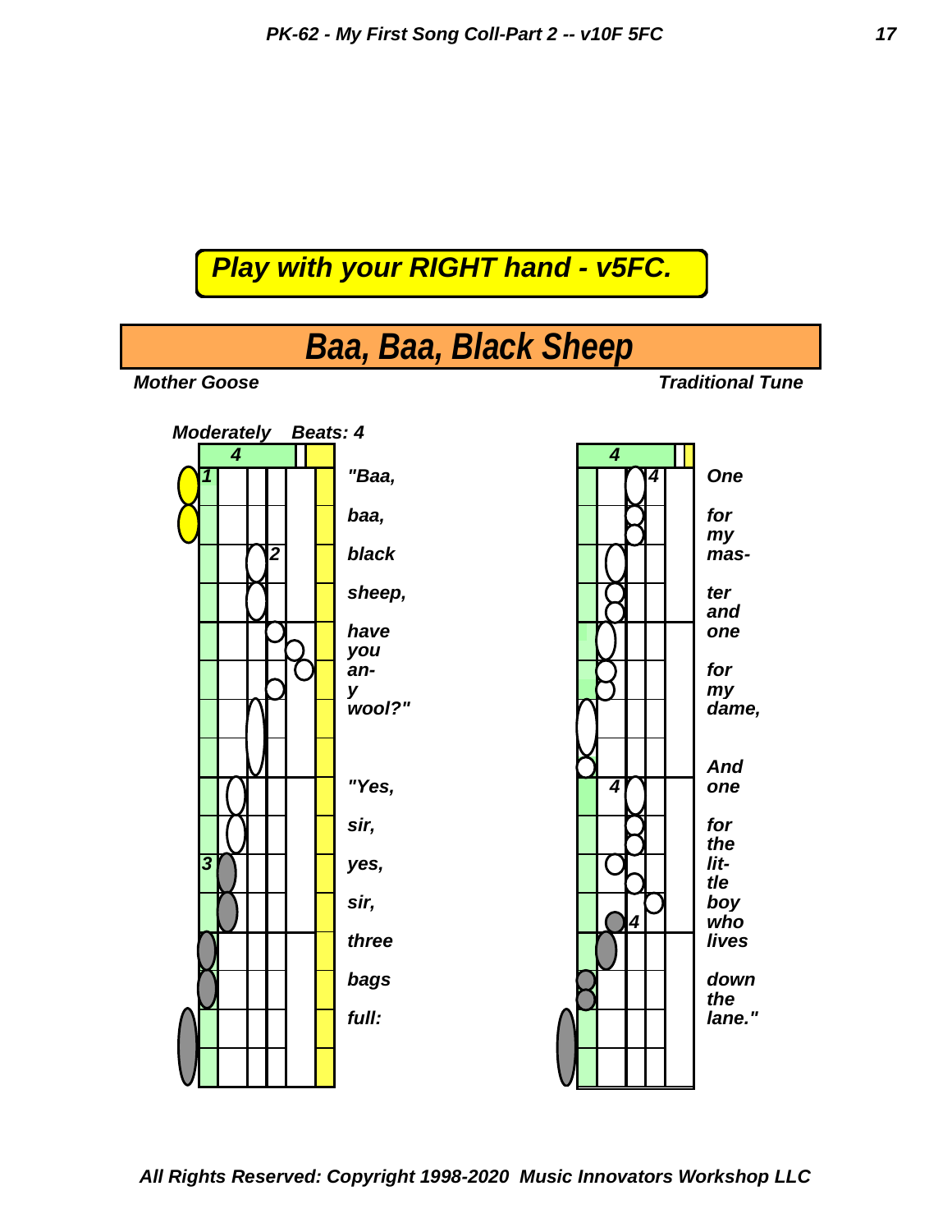**Play with your RIGHT hand - v5FC.**

# Baa, Baa, Black Sheep

*Mother Goose* | *Traditional Tune*

*Moderately* *Beats: 4*

"Baa, baa, black sheep, have you an- y wool?"

"Yes, sir, yes, sir, three bags full:

One for my mas- ter and one for my dame,

And one for the lit- tle boy who lives down the lane."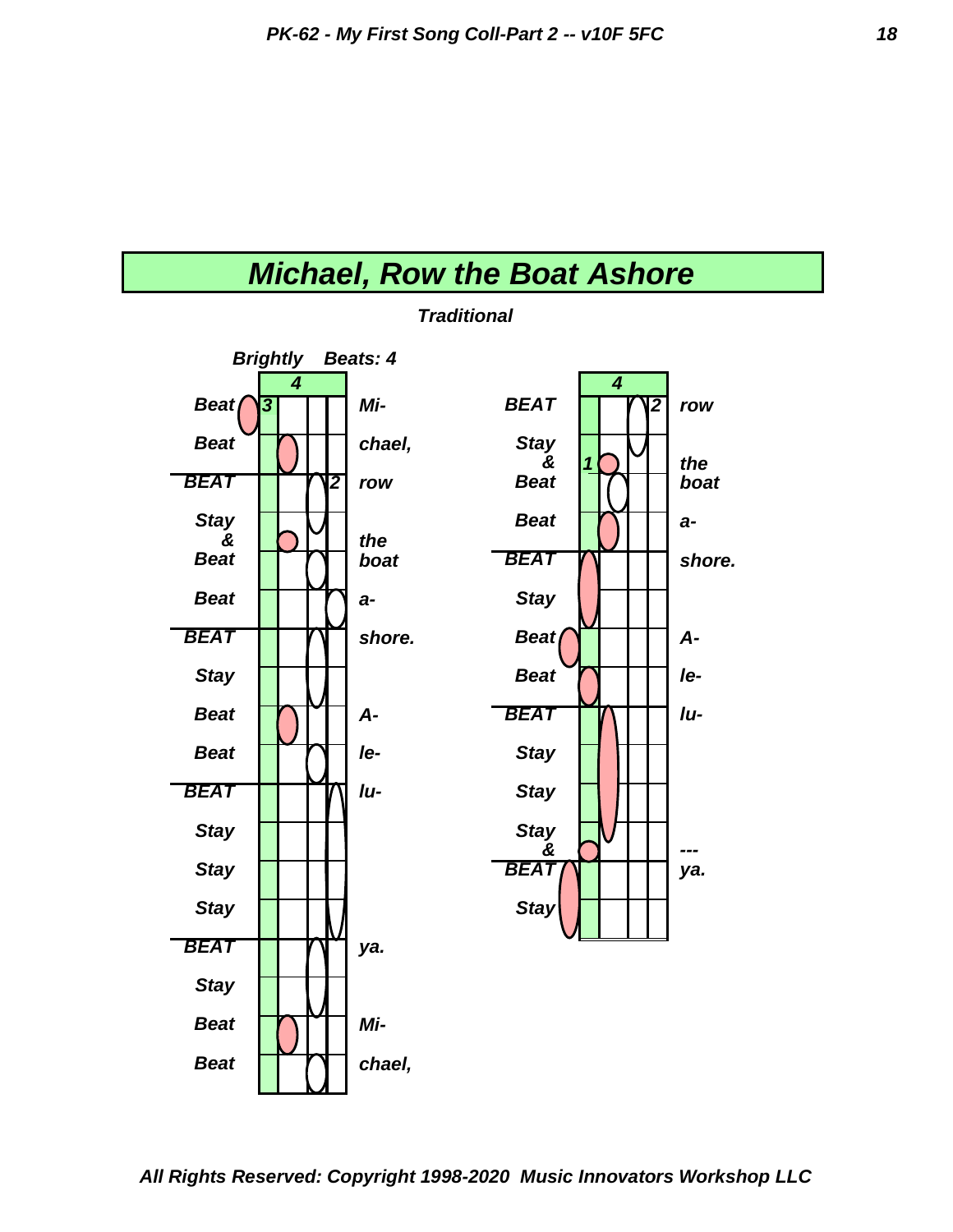# Michael, Row the Boat Ashore

*Traditional*

*Brightly* *Beats: 4*

| Count | Lyric |
|---|---|
| Beat | Mi- |
| Beat | chael, |
| BEAT | row |
| Stay & Beat | the boat |
| Beat | a- |
| BEAT | shore. |
| Stay | |
| Beat | A- |
| Beat | le- |
| BEAT | lu- |
| Stay | |
| Stay | |
| Stay | |
| BEAT | ya. |
| Stay | |
| Beat | Mi- |
| Beat | chael, |
| BEAT | row |
| Stay & Beat | the boat |
| Beat | a- |
| BEAT | shore. |
| Stay | |
| Beat | A- |
| Beat | le- |
| BEAT | lu- |
| Stay | |
| Stay | |
| Stay & | --- |
| BEAT | ya. |
| Stay | |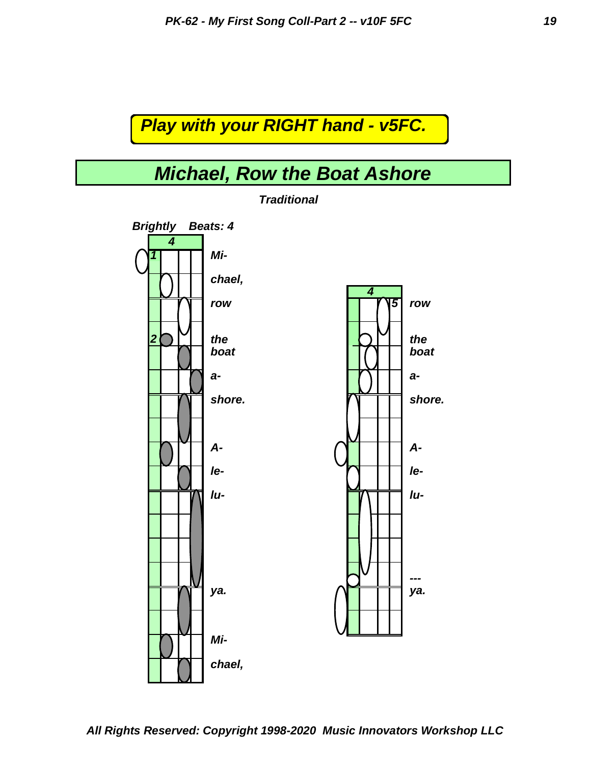**Play with your RIGHT hand - v5FC.**

# Michael, Row the Boat Ashore

***Traditional***

***Brightly*** ***Beats: 4***

4

1 Mi-

chael,

row

2 the

boat

a-

shore.

A-

le-

lu-

ya.

Mi-

chael,

4

5 row

the

boat

a-

shore.

A-

le-

lu-

---

ya.

*All Rights Reserved: Copyright 1998-2020 Music Innovators Workshop LLC*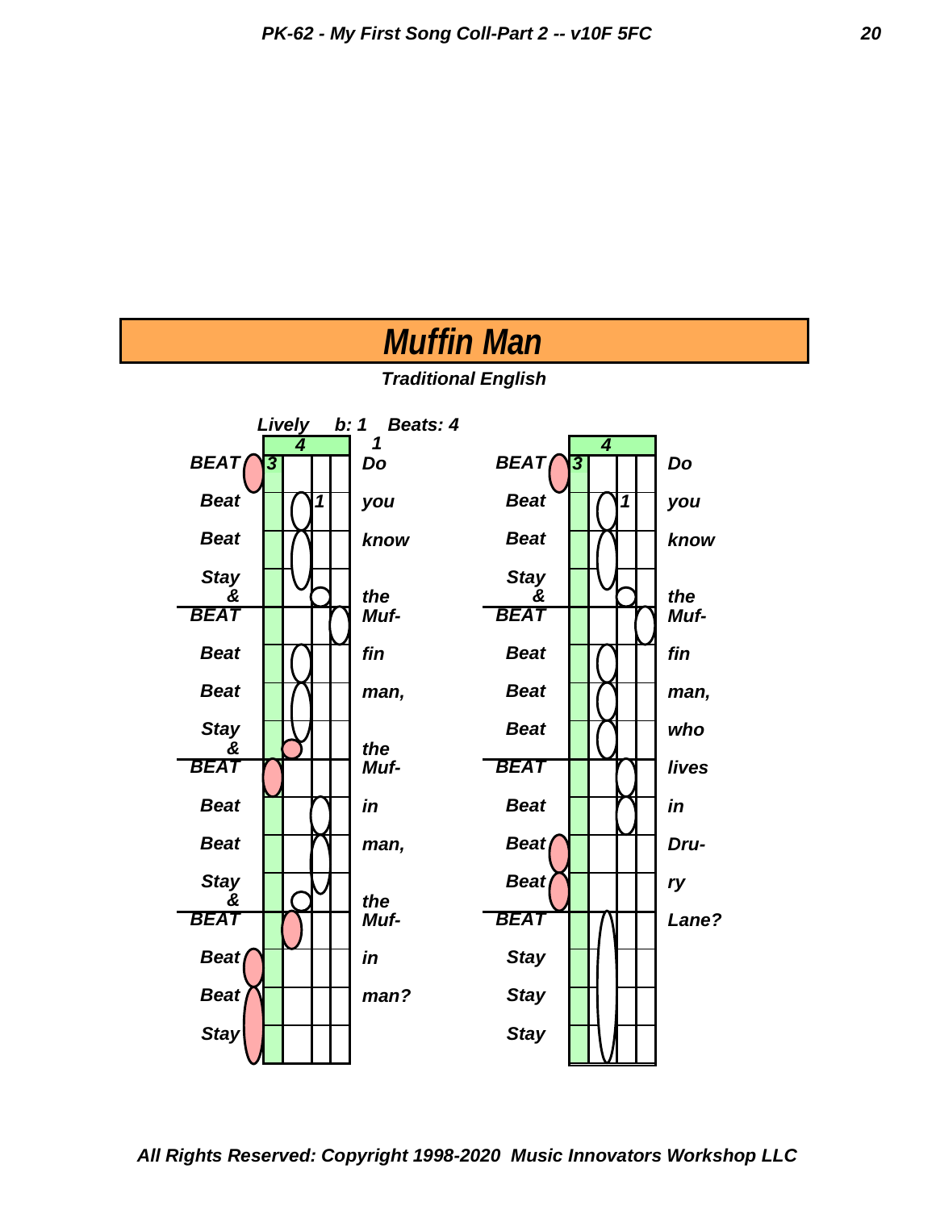# Muffin Man

***Traditional English***

*Lively* *b: 1* *Beats: 4*

| Beat | Lyric |
|---|---|
| BEAT | Do |
| Beat | you |
| Beat | know |
| Stay & | the |
| BEAT | Muf- |
| Beat | fin |
| Beat | man, |
| Stay & | the |
| BEAT | Muf- |
| Beat | in |
| Beat | man, |
| Stay & | the |
| BEAT | Muf- |
| Beat | in |
| Beat | man? |
| Stay | |

| Beat | Lyric |
|---|---|
| BEAT | Do |
| Beat | you |
| Beat | know |
| Stay & | the |
| BEAT | Muf- |
| Beat | fin |
| Beat | man, |
| Beat | who |
| BEAT | lives |
| Beat | in |
| Beat | Dru- |
| Beat | ry |
| BEAT | Lane? |
| Stay | |
| Stay | |
| Stay | |

All Rights Reserved: Copyright 1998-2020 Music Innovators Workshop LLC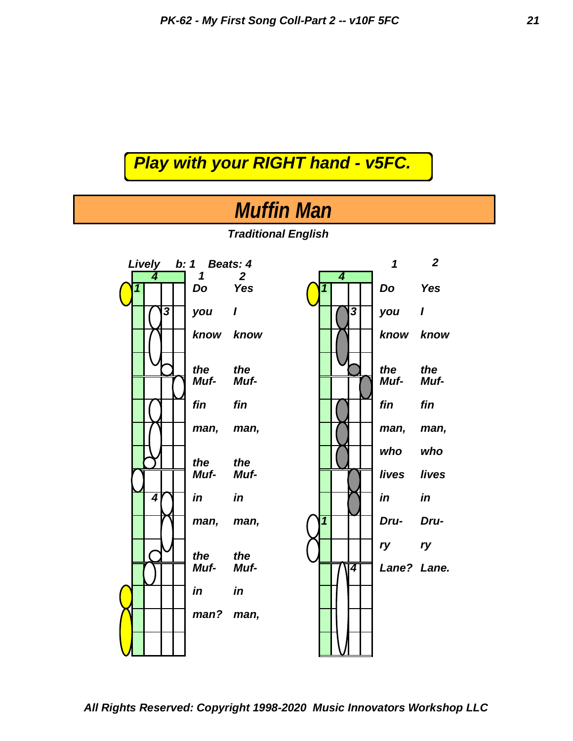**Play with your RIGHT hand - v5FC.**

# Muffin Man

***Traditional English***

*Lively b: 1 Beats: 4*

| 1 | 2 |
|---|---|
| Do | Yes |
| you | I |
| know | know |
| the | the |
| Muf- | Muf- |
| fin | fin |
| man, | man, |
| the | the |
| Muf- | Muf- |
| in | in |
| man, | man, |
| the | the |
| Muf- | Muf- |
| in | in |
| man? | man, |

| 1 | 2 |
|---|---|
| Do | Yes |
| you | I |
| know | know |
| the | the |
| Muf- | Muf- |
| fin | fin |
| man, | man, |
| who | who |
| lives | lives |
| in | in |
| Dru- | Dru- |
| ry | ry |
| Lane? | Lane. |

*All Rights Reserved: Copyright 1998-2020 Music Innovators Workshop LLC*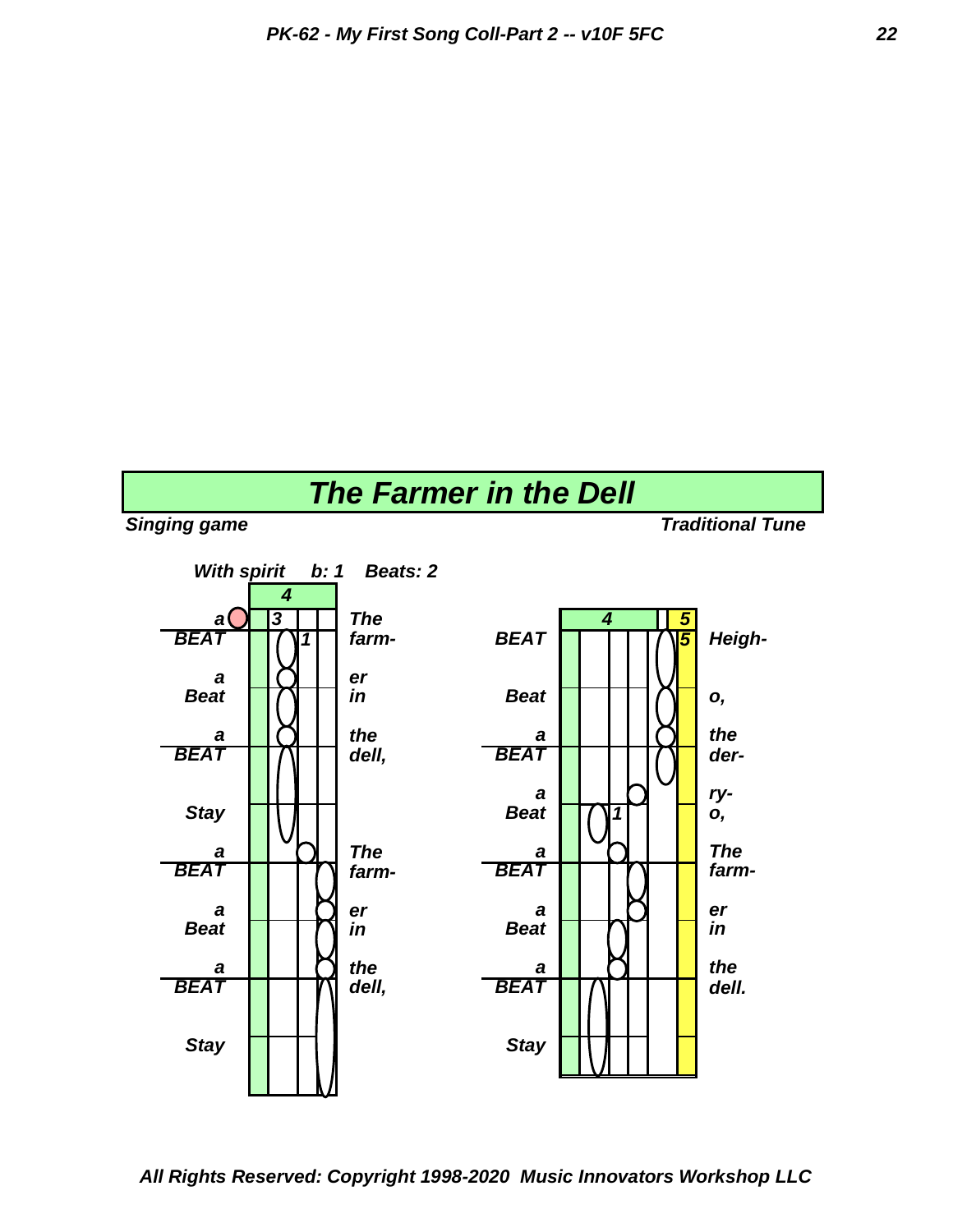# The Farmer in the Dell

**Singing game** | **Traditional Tune**

*With spirit  b: 1  Beats: 2*

| Beat | Lyrics |
|---|---|
| a | The |
| BEAT | farm- |
| a | er |
| Beat | in |
| a | the |
| BEAT | dell, |
| Stay | |
| a | The |
| BEAT | farm- |
| a | er |
| Beat | in |
| a | the |
| BEAT | dell, |
| Stay | |

| Beat | Lyrics |
|---|---|
| BEAT | Heigh- |
| Beat | o, |
| a | the |
| BEAT | der- |
| a | ry- |
| Beat | o, |
| a | The |
| BEAT | farm- |
| a | er |
| Beat | in |
| a | the |
| BEAT | dell. |
| Stay | |

*All Rights Reserved: Copyright 1998-2020 Music Innovators Workshop LLC*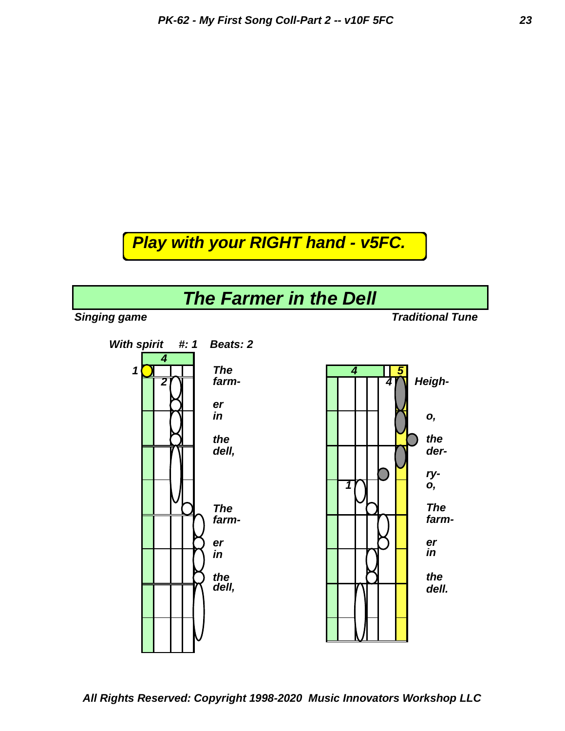**Play with your RIGHT hand - v5FC.**

# The Farmer in the Dell

*Singing game* — *Traditional Tune*

*With spirit   #: 1   Beats: 2*

The farm- er in the dell, The farm- er in the dell, Heigh- o, the der- ry- o, The farm- er in the dell.

*All Rights Reserved: Copyright 1998-2020 Music Innovators Workshop LLC*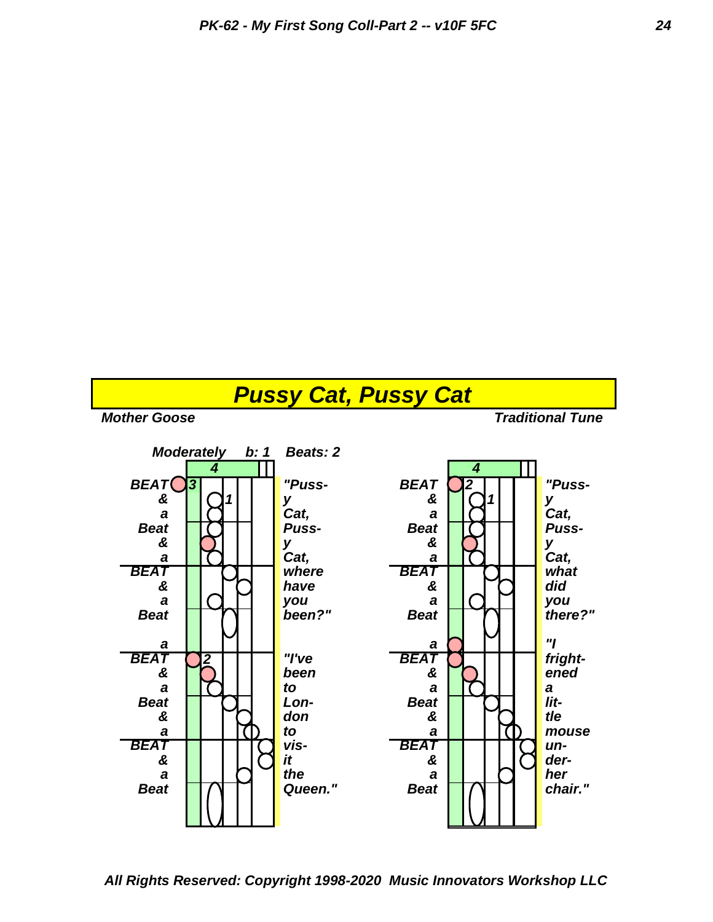# Pussy Cat, Pussy Cat

**Mother Goose** | **Traditional Tune**

*Moderately* b: 1 Beats: 2

| Beat | Lyrics | Beat | Lyrics |
|---|---|---|---|
| BEAT | "Puss- | BEAT | "Puss- |
| & | y | & | y |
| a | Cat, | a | Cat, |
| Beat | Puss- | Beat | Puss- |
| & | y | & | y |
| a | Cat, | a | Cat, |
| BEAT | where | BEAT | what |
| & | have | & | did |
| a | you | a | you |
| Beat | been?" | Beat | there?" |
| a | | a | "I |
| BEAT | "I've | BEAT | fright- |
| & | been | & | ened |
| a | to | a | a |
| Beat | Lon- | Beat | lit- |
| & | don | & | tle |
| a | to | a | mouse |
| BEAT | vis- | BEAT | un- |
| & | it | & | der- |
| a | the | a | her |
| Beat | Queen." | Beat | chair." |

All Rights Reserved: Copyright 1998-2020 Music Innovators Workshop LLC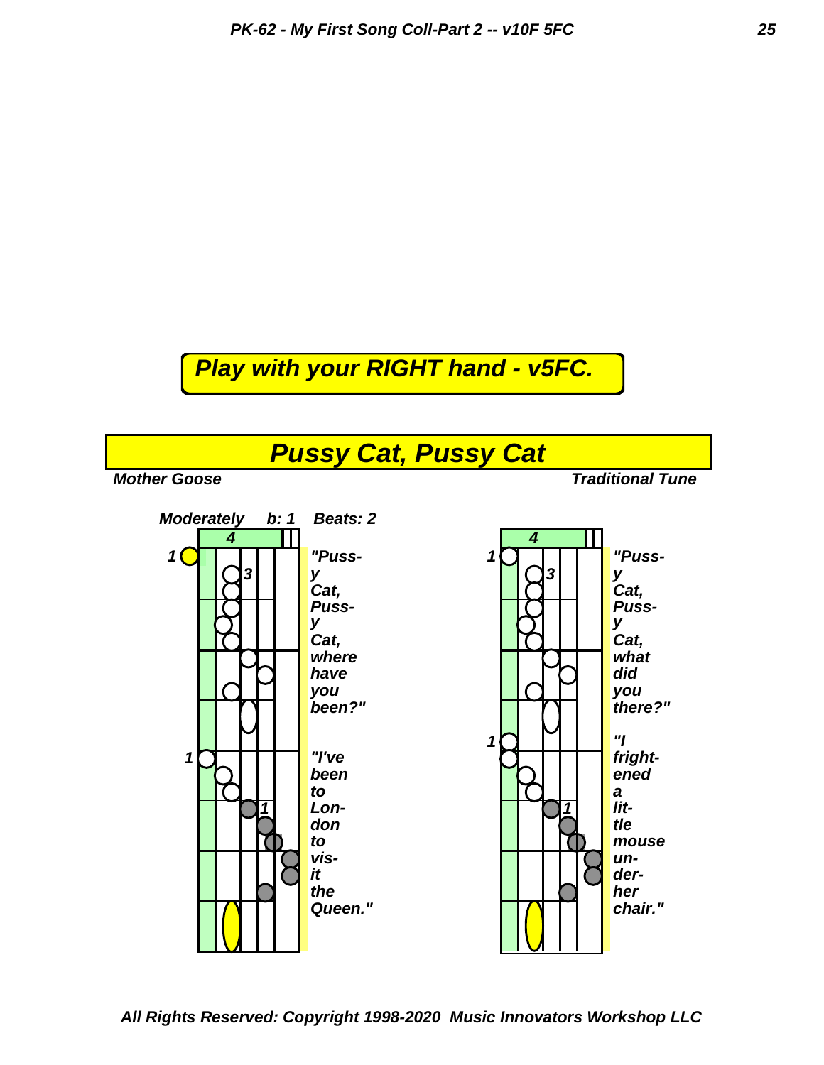**Play with your RIGHT hand - v5FC.**

# Pussy Cat, Pussy Cat

*Mother Goose* — *Traditional Tune*

*Moderately* b: 1 Beats: 2

"Pussy Cat, Pussy Cat, where have you been?"

"I've been to London to visit the Queen."

"Pussy Cat, Pussy Cat, what did you there?"

"I frightened a little mouse under her chair."

**All Rights Reserved: Copyright 1998-2020 Music Innovators Workshop LLC**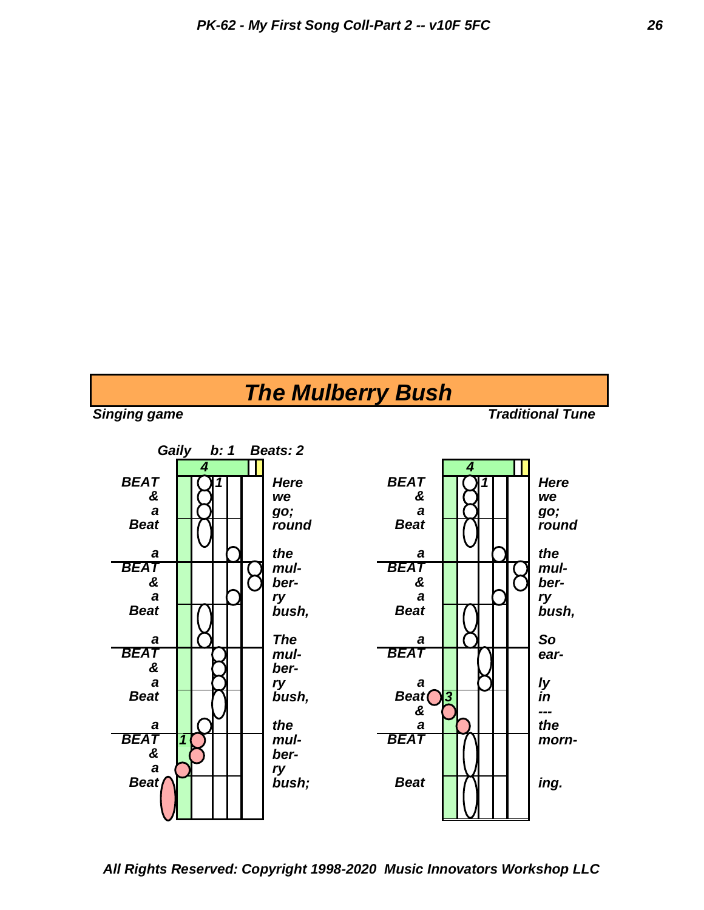# The Mulberry Bush

*Singing game* — *Traditional Tune*

*Gaily b: 1 Beats: 2*

| | 4 | | |
|---|---|---|---|
| BEAT | 1 | Here | |
| & | | we | |
| a | | go; | |
| Beat | | round | |
| a | | the | |
| BEAT | | mul- | |
| & | | ber- | |
| a | | ry | |
| Beat | | bush, | |
| a | | The | |
| BEAT | | mul- | |
| & | | ber- | |
| a | | ry | |
| Beat | | bush, | |
| a | | the | |
| BEAT | 1 | mul- | |
| & | | ber- | |
| a | | ry | |
| Beat | | bush; | |

| | 4 | |
|---|---|---|
| BEAT | 1 | Here |
| & | | we |
| a | | go; |
| Beat | | round |
| a | | the |
| BEAT | | mul- |
| & | | ber- |
| a | | ry |
| Beat | | bush, |
| a | | So |
| BEAT | | ear- |
| a | | ly |
| Beat | 3 | in |
| & | | --- |
| a | | the |
| BEAT | | morn- |
| Beat | | ing. |

All Rights Reserved: Copyright 1998-2020 Music Innovators Workshop LLC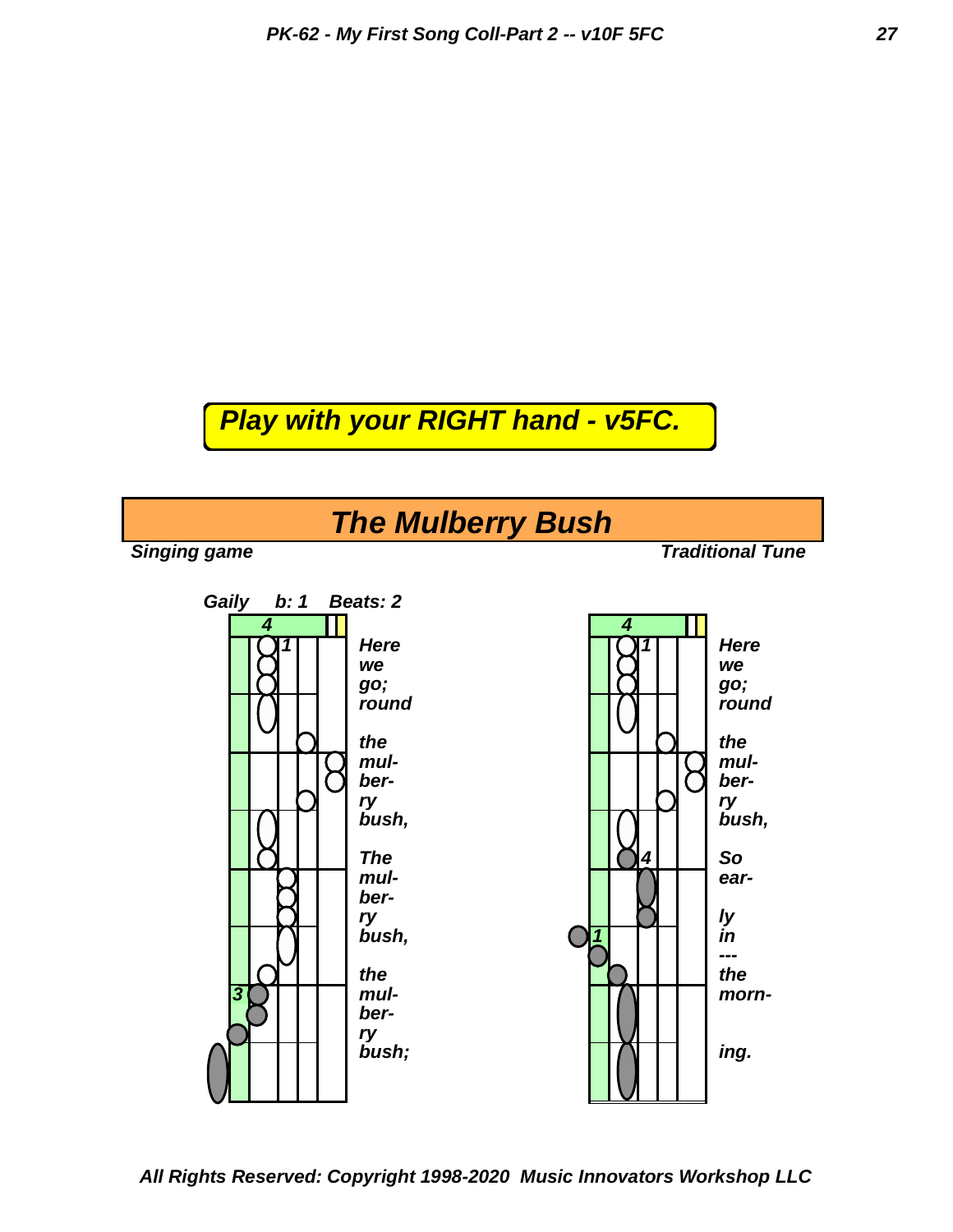**Play with your RIGHT hand - v5FC.**

# The Mulberry Bush

*Singing game* — *Traditional Tune*

*Gaily b: 1 Beats: 2*

Here we go; round the mul- ber- ry bush, The mul- ber- ry bush, the mul- ber- ry bush;

Here we go; round the mul- ber- ry bush, So ear- ly in --- the morn- ing.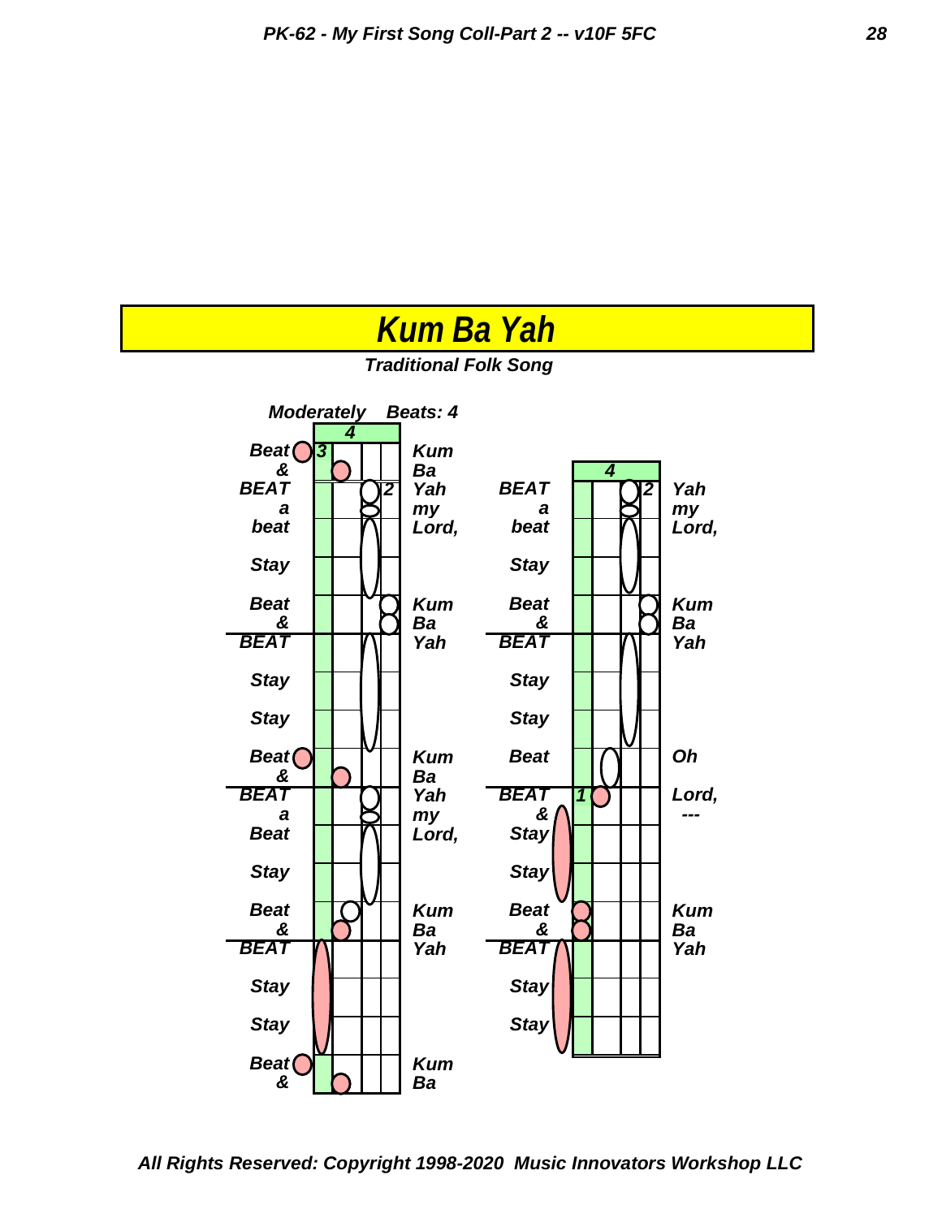# Kum Ba Yah

***Traditional Folk Song***

***Moderately*** ***Beats: 4***

| Count | Lyrics |
|---|---|
| Beat | Kum |
| & | Ba |
| BEAT | Yah |
| a | my |
| beat | Lord, |
| Stay | |
| Beat | Kum |
| & | Ba |
| BEAT | Yah |
| Stay | |
| Stay | |
| Beat | Kum |
| & | Ba |
| BEAT | Yah |
| a | my |
| Beat | Lord, |
| Stay | |
| Beat | Kum |
| & | Ba |
| BEAT | Yah |
| Stay | |
| Stay | |
| Beat | Kum |
| & | Ba |

| Count | Lyrics |
|---|---|
| BEAT | Yah |
| a | my |
| beat | Lord, |
| Stay | |
| Beat | Kum |
| & | Ba |
| BEAT | Yah |
| Stay | |
| Stay | |
| Beat | Oh |
| BEAT | Lord, |
| & | --- |
| Stay | |
| Stay | |
| Beat | Kum |
| & | Ba |
| BEAT | Yah |
| Stay | |
| Stay | |

***All Rights Reserved: Copyright 1998-2020 Music Innovators Workshop LLC***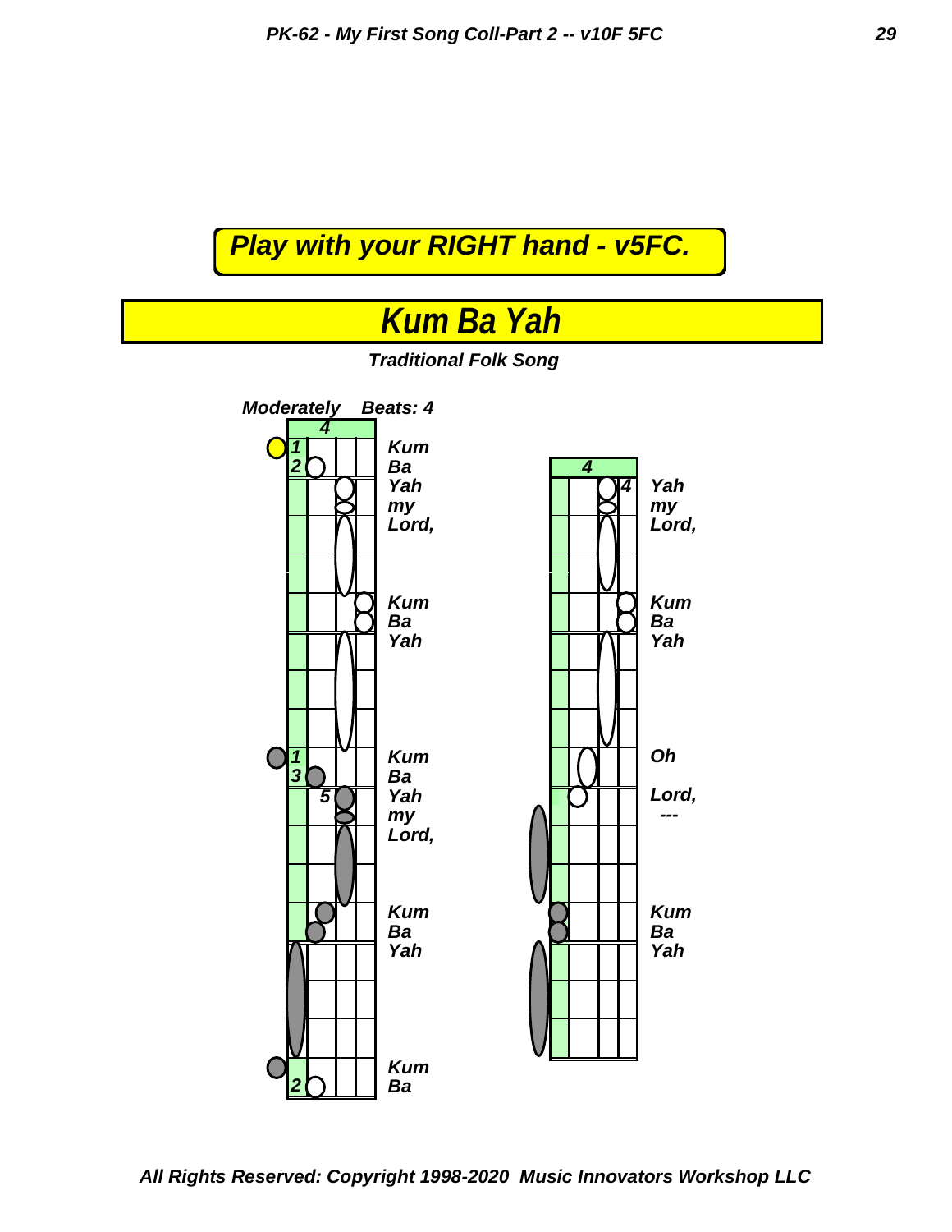**Play with your RIGHT hand - v5FC.**

# Kum Ba Yah

***Traditional Folk Song***

***Moderately*** ***Beats: 4***

*Kum Ba Yah my Lord,*
*Kum Ba Yah*
*Kum Ba Yah my Lord,*
*Kum Ba Yah*
*Kum Ba*

*Yah my Lord,*
*Kum Ba Yah*
*Oh*
*Lord, ---*
*Kum Ba Yah*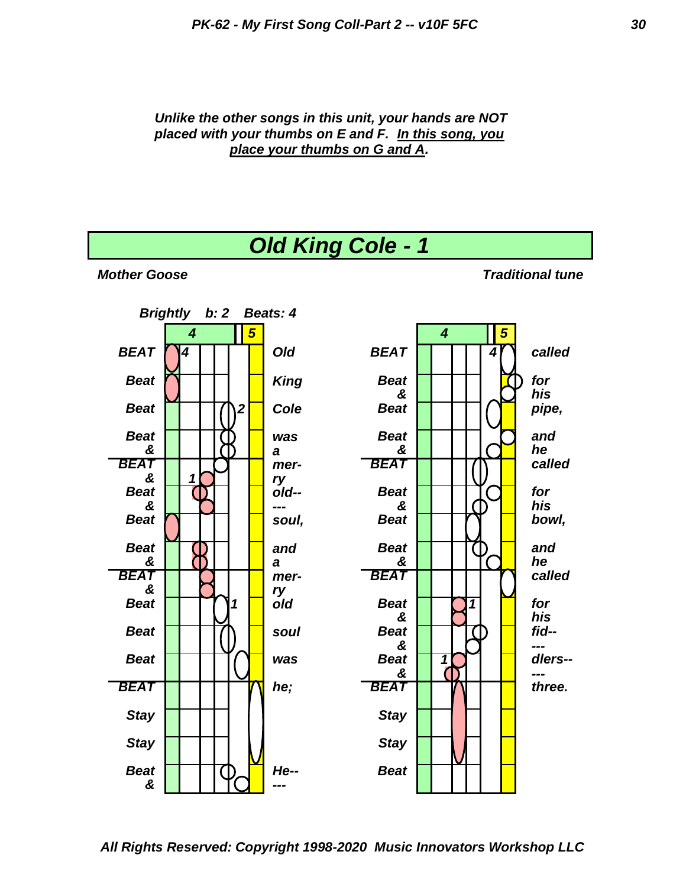***Unlike the other songs in this unit, your hands are NOT placed with your thumbs on E and F. <u>In this song, you place your thumbs on G and A</u>.***

# *Old King Cole - 1*

***Mother Goose*** — ***Traditional tune***

***Brightly b: 2 Beats: 4***

| Count | Fingers (4 / 5) | Lyric |
|---|---|---|
| BEAT | 4 | Old |
| Beat | | King |
| Beat | 2 | Cole |
| Beat & | | was a |
| BEAT & | 1 | mer- ry |
| Beat & | | old-- --- |
| Beat | | soul, |
| Beat & | | and a |
| BEAT & | | mer- ry |
| Beat | 1 | old |
| Beat | | soul |
| Beat | | was |
| BEAT | | he; |
| Stay | | |
| Stay | | |
| Beat & | | He-- --- |

| Count | Fingers (4 / 5) | Lyric |
|---|---|---|
| BEAT | 4 | called |
| Beat & | | for his |
| Beat | | pipe, |
| Beat & | | and he |
| BEAT | | called |
| Beat & | | for his |
| Beat | | bowl, |
| Beat & | | and he |
| BEAT | | called |
| Beat & | 1 | for his |
| Beat & | | fid-- --- |
| Beat & | 1 | dlers-- --- |
| BEAT | | three. |
| Stay | | |
| Stay | | |
| Beat | | |

***All Rights Reserved: Copyright 1998-2020 Music Innovators Workshop LLC***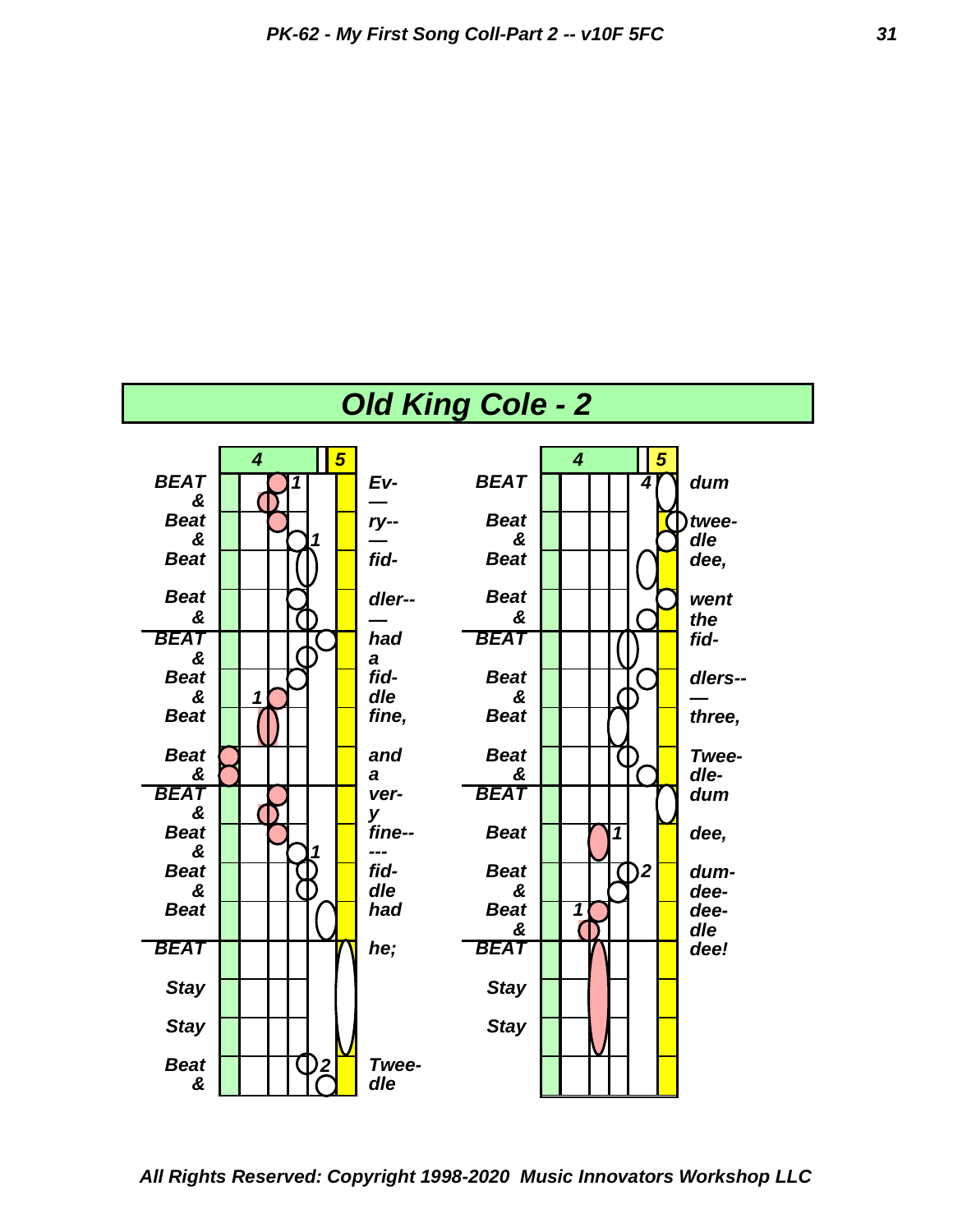# Old King Cole - 2

| Count | 4 | 5 | Lyric |
|---|---|---|---|
| BEAT | 1 | | Ev- |
| & | | | — |
| Beat | | | ry-- |
| & | 1 | | — |
| Beat | | | fid- |
| Beat | | | dler-- |
| & | | | — |
| BEAT | | | had |
| & | | | a |
| Beat | | | fid- |
| & | 1 | | dle |
| Beat | | | fine, |
| Beat | | | and |
| & | | | a |
| BEAT | | | ver- |
| & | | | y |
| Beat | | | fine-- |
| & | 1 | | --- |
| Beat | | | fid- |
| & | | | dle |
| Beat | | | had |
| BEAT | | | he; |
| Stay | | | |
| Stay | | | |
| Beat | 2 | | Twee- |
| & | | | dle |

| Count | 4 | 5 | Lyric |
|---|---|---|---|
| BEAT | 4 | | dum |
| Beat | | | twee- |
| & | | | dle |
| Beat | | | dee, |
| Beat | | | went |
| & | | | the |
| BEAT | | | fid- |
| Beat | | | dlers-- |
| & | | | — |
| Beat | | | three, |
| Beat | | | Twee- |
| & | | | dle- |
| BEAT | | | dum |
| Beat | 1 | | dee, |
| Beat | 2 | | dum- |
| & | | | dee- |
| Beat | 1 | | dee- |
| & | | | dle |
| BEAT | | | dee! |
| Stay | | | |
| Stay | | | |

All Rights Reserved: Copyright 1998-2020 Music Innovators Workshop LLC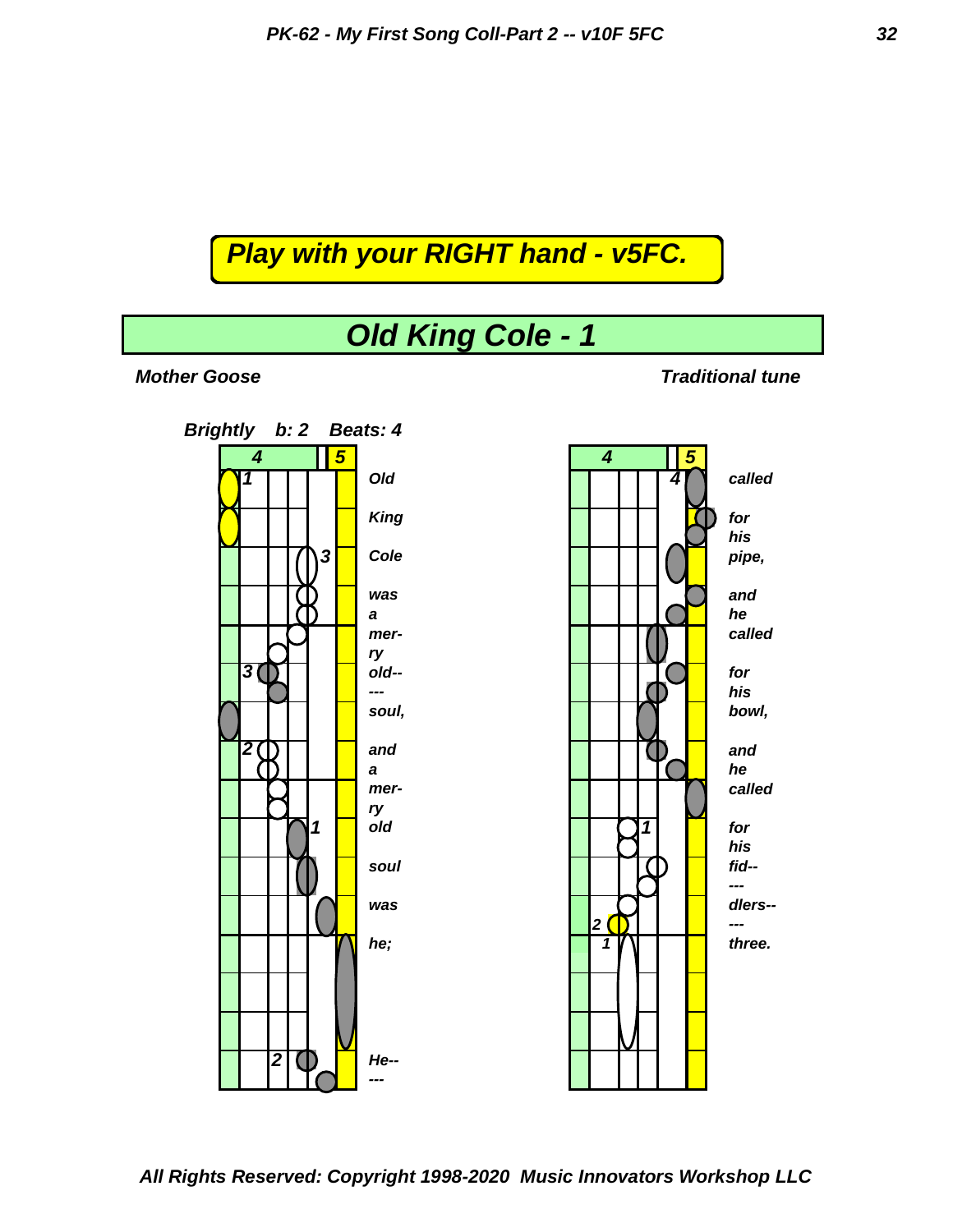**Play with your RIGHT hand - v5FC.**

# Old King Cole - 1

**Mother Goose** — **Traditional tune**

***Brightly b: 2 Beats: 4***

Old King Cole was a mer- ry old-- --- soul, and a mer- ry old soul was he; He-- ---

called for his pipe, and he called for his bowl, and he called for his fid-- --- dlers-- --- three.

*All Rights Reserved: Copyright 1998-2020 Music Innovators Workshop LLC*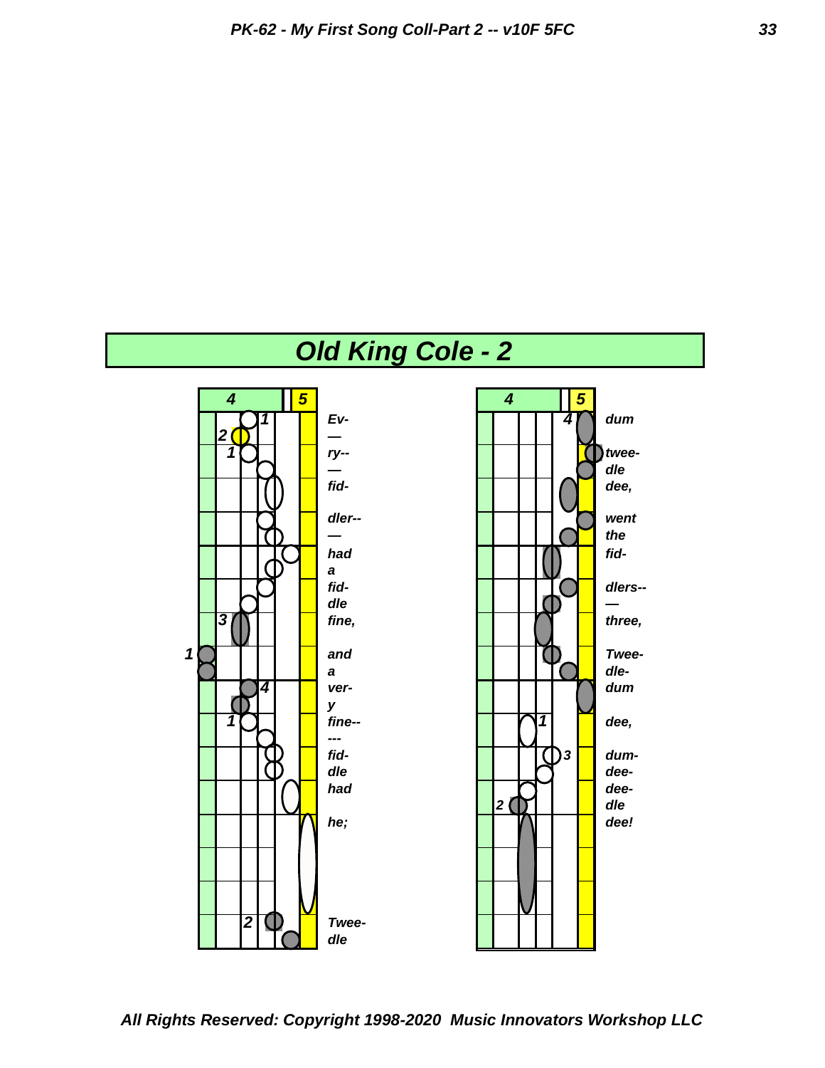# Old King Cole - 2

Ev- — ry-- — fid- dler-- — had a fid- dle fine, and a ver- y fine-- --- fid- dle had he; Twee- dle

dum twee- dle dee, went the fid- dlers-- — three, Twee- dle- dum dee, dum- dee- dee- dle dee!

All Rights Reserved: Copyright 1998-2020 Music Innovators Workshop LLC